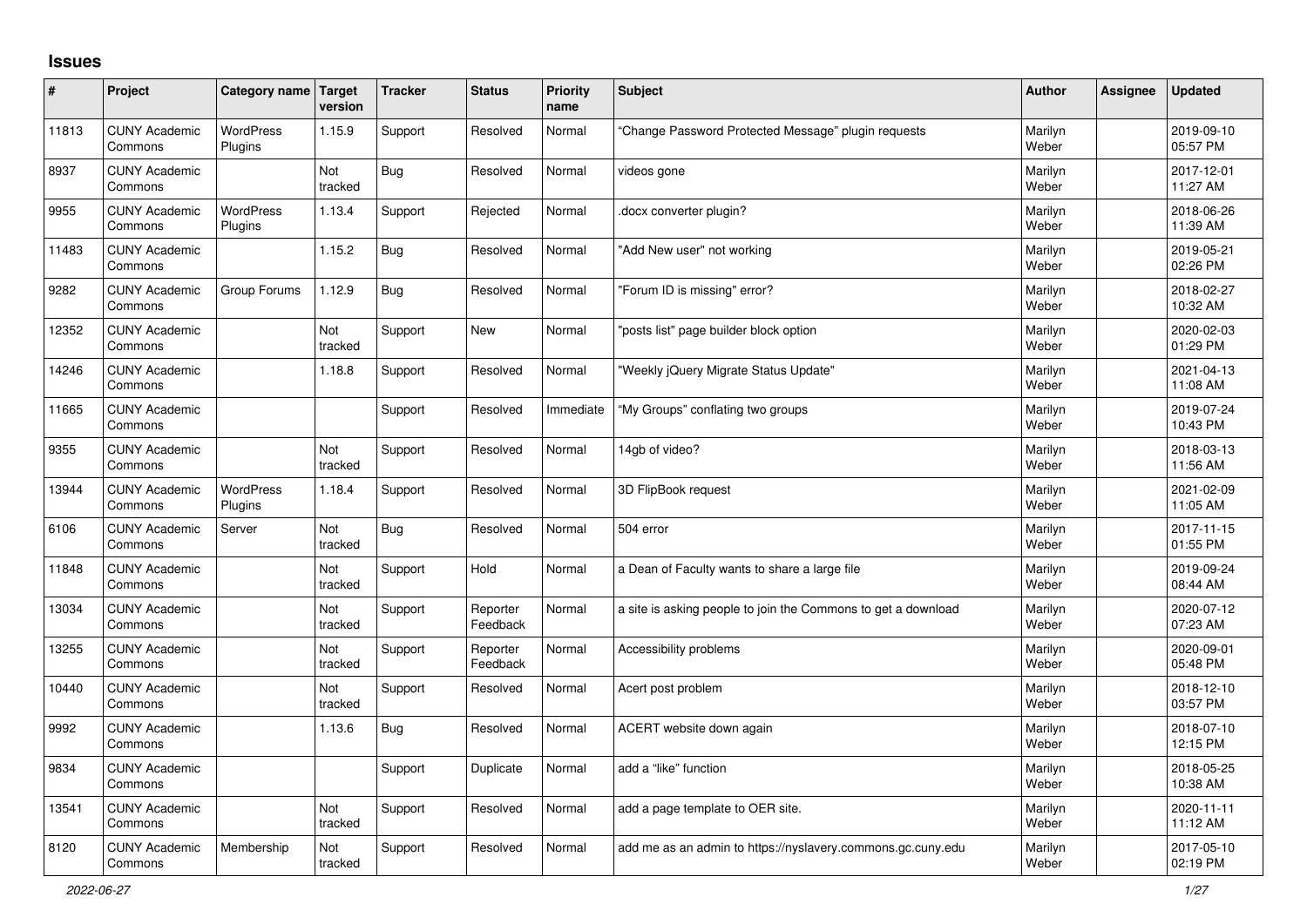# Issues

| # | Project | Category name | Target version | Tracker | Status | Priority name | Subject | Author | Assignee | Updated |
|---|---|---|---|---|---|---|---|---|---|---|
| 11813 | CUNY Academic Commons | WordPress Plugins | 1.15.9 | Support | Resolved | Normal | "Change Password Protected Message" plugin requests | Marilyn Weber | | 2019-09-10 05:57 PM |
| 8937 | CUNY Academic Commons | | Not tracked | Bug | Resolved | Normal | videos gone | Marilyn Weber | | 2017-12-01 11:27 AM |
| 9955 | CUNY Academic Commons | WordPress Plugins | 1.13.4 | Support | Rejected | Normal | .docx converter plugin? | Marilyn Weber | | 2018-06-26 11:39 AM |
| 11483 | CUNY Academic Commons | | 1.15.2 | Bug | Resolved | Normal | "Add New user" not working | Marilyn Weber | | 2019-05-21 02:26 PM |
| 9282 | CUNY Academic Commons | Group Forums | 1.12.9 | Bug | Resolved | Normal | "Forum ID is missing" error? | Marilyn Weber | | 2018-02-27 10:32 AM |
| 12352 | CUNY Academic Commons | | Not tracked | Support | New | Normal | "posts list" page builder block option | Marilyn Weber | | 2020-02-03 01:29 PM |
| 14246 | CUNY Academic Commons | | 1.18.8 | Support | Resolved | Normal | "Weekly jQuery Migrate Status Update" | Marilyn Weber | | 2021-04-13 11:08 AM |
| 11665 | CUNY Academic Commons | | | Support | Resolved | Immediate | "My Groups" conflating two groups | Marilyn Weber | | 2019-07-24 10:43 PM |
| 9355 | CUNY Academic Commons | | Not tracked | Support | Resolved | Normal | 14gb of video? | Marilyn Weber | | 2018-03-13 11:56 AM |
| 13944 | CUNY Academic Commons | WordPress Plugins | 1.18.4 | Support | Resolved | Normal | 3D FlipBook request | Marilyn Weber | | 2021-02-09 11:05 AM |
| 6106 | CUNY Academic Commons | Server | Not tracked | Bug | Resolved | Normal | 504 error | Marilyn Weber | | 2017-11-15 01:55 PM |
| 11848 | CUNY Academic Commons | | Not tracked | Support | Hold | Normal | a Dean of Faculty wants to share a large file | Marilyn Weber | | 2019-09-24 08:44 AM |
| 13034 | CUNY Academic Commons | | Not tracked | Support | Reporter Feedback | Normal | a site is asking people to join the Commons to get a download | Marilyn Weber | | 2020-07-12 07:23 AM |
| 13255 | CUNY Academic Commons | | Not tracked | Support | Reporter Feedback | Normal | Accessibility problems | Marilyn Weber | | 2020-09-01 05:48 PM |
| 10440 | CUNY Academic Commons | | Not tracked | Support | Resolved | Normal | Acert post problem | Marilyn Weber | | 2018-12-10 03:57 PM |
| 9992 | CUNY Academic Commons | | 1.13.6 | Bug | Resolved | Normal | ACERT website down again | Marilyn Weber | | 2018-07-10 12:15 PM |
| 9834 | CUNY Academic Commons | | | Support | Duplicate | Normal | add a "like" function | Marilyn Weber | | 2018-05-25 10:38 AM |
| 13541 | CUNY Academic Commons | | Not tracked | Support | Resolved | Normal | add a page template to OER site. | Marilyn Weber | | 2020-11-11 11:12 AM |
| 8120 | CUNY Academic Commons | Membership | Not tracked | Support | Resolved | Normal | add me as an admin to https://nyslavery.commons.gc.cuny.edu | Marilyn Weber | | 2017-05-10 02:19 PM |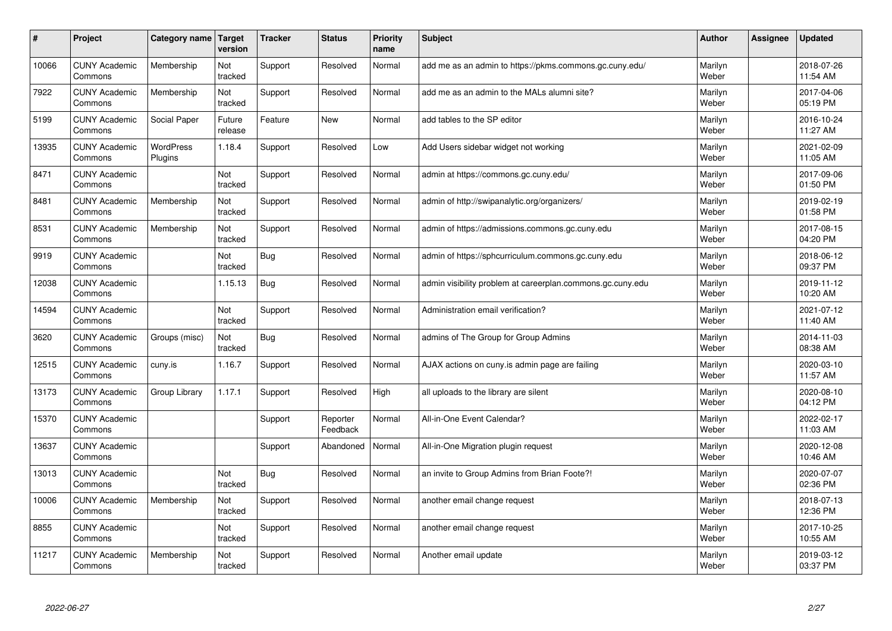| # | Project | Category name | Target version | Tracker | Status | Priority name | Subject | Author | Assignee | Updated |
|---|---|---|---|---|---|---|---|---|---|---|
| 10066 | CUNY Academic Commons | Membership | Not tracked | Support | Resolved | Normal | add me as an admin to https://pkms.commons.gc.cuny.edu/ | Marilyn Weber | | 2018-07-26 11:54 AM |
| 7922 | CUNY Academic Commons | Membership | Not tracked | Support | Resolved | Normal | add me as an admin to the MALs alumni site? | Marilyn Weber | | 2017-04-06 05:19 PM |
| 5199 | CUNY Academic Commons | Social Paper | Future release | Feature | New | Normal | add tables to the SP editor | Marilyn Weber | | 2016-10-24 11:27 AM |
| 13935 | CUNY Academic Commons | WordPress Plugins | 1.18.4 | Support | Resolved | Low | Add Users sidebar widget not working | Marilyn Weber | | 2021-02-09 11:05 AM |
| 8471 | CUNY Academic Commons | | Not tracked | Support | Resolved | Normal | admin at https://commons.gc.cuny.edu/ | Marilyn Weber | | 2017-09-06 01:50 PM |
| 8481 | CUNY Academic Commons | Membership | Not tracked | Support | Resolved | Normal | admin of http://swipanalytic.org/organizers/ | Marilyn Weber | | 2019-02-19 01:58 PM |
| 8531 | CUNY Academic Commons | Membership | Not tracked | Support | Resolved | Normal | admin of https://admissions.commons.gc.cuny.edu | Marilyn Weber | | 2017-08-15 04:20 PM |
| 9919 | CUNY Academic Commons | | Not tracked | Bug | Resolved | Normal | admin of https://sphcurriculum.commons.gc.cuny.edu | Marilyn Weber | | 2018-06-12 09:37 PM |
| 12038 | CUNY Academic Commons | | 1.15.13 | Bug | Resolved | Normal | admin visibility problem at careerplan.commons.gc.cuny.edu | Marilyn Weber | | 2019-11-12 10:20 AM |
| 14594 | CUNY Academic Commons | | Not tracked | Support | Resolved | Normal | Administration email verification? | Marilyn Weber | | 2021-07-12 11:40 AM |
| 3620 | CUNY Academic Commons | Groups (misc) | Not tracked | Bug | Resolved | Normal | admins of The Group for Group Admins | Marilyn Weber | | 2014-11-03 08:38 AM |
| 12515 | CUNY Academic Commons | cuny.is | 1.16.7 | Support | Resolved | Normal | AJAX actions on cuny.is admin page are failing | Marilyn Weber | | 2020-03-10 11:57 AM |
| 13173 | CUNY Academic Commons | Group Library | 1.17.1 | Support | Resolved | High | all uploads to the library are silent | Marilyn Weber | | 2020-08-10 04:12 PM |
| 15370 | CUNY Academic Commons | | | Support | Reporter Feedback | Normal | All-in-One Event Calendar? | Marilyn Weber | | 2022-02-17 11:03 AM |
| 13637 | CUNY Academic Commons | | | Support | Abandoned | Normal | All-in-One Migration plugin request | Marilyn Weber | | 2020-12-08 10:46 AM |
| 13013 | CUNY Academic Commons | | Not tracked | Bug | Resolved | Normal | an invite to Group Admins from Brian Foote?! | Marilyn Weber | | 2020-07-07 02:36 PM |
| 10006 | CUNY Academic Commons | Membership | Not tracked | Support | Resolved | Normal | another email change request | Marilyn Weber | | 2018-07-13 12:36 PM |
| 8855 | CUNY Academic Commons | | Not tracked | Support | Resolved | Normal | another email change request | Marilyn Weber | | 2017-10-25 10:55 AM |
| 11217 | CUNY Academic Commons | Membership | Not tracked | Support | Resolved | Normal | Another email update | Marilyn Weber | | 2019-03-12 03:37 PM |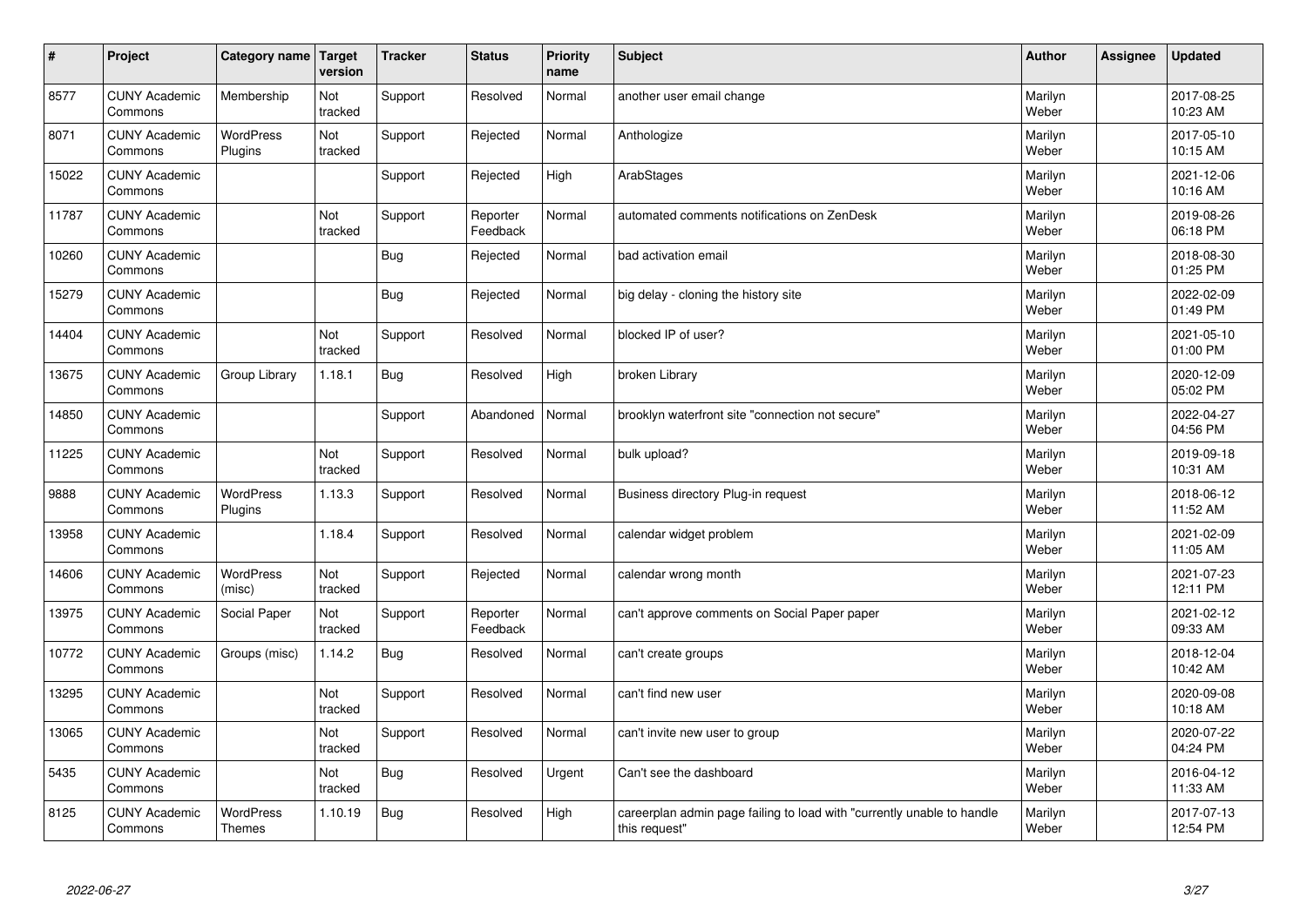| # | Project | Category name | Target version | Tracker | Status | Priority name | Subject | Author | Assignee | Updated |
|---|---|---|---|---|---|---|---|---|---|---|
| 8577 | CUNY Academic Commons | Membership | Not tracked | Support | Resolved | Normal | another user email change | Marilyn Weber | | 2017-08-25 10:23 AM |
| 8071 | CUNY Academic Commons | WordPress Plugins | Not tracked | Support | Rejected | Normal | Anthologize | Marilyn Weber | | 2017-05-10 10:15 AM |
| 15022 | CUNY Academic Commons | | | Support | Rejected | High | ArabStages | Marilyn Weber | | 2021-12-06 10:16 AM |
| 11787 | CUNY Academic Commons | | Not tracked | Support | Reporter Feedback | Normal | automated comments notifications on ZenDesk | Marilyn Weber | | 2019-08-26 06:18 PM |
| 10260 | CUNY Academic Commons | | | Bug | Rejected | Normal | bad activation email | Marilyn Weber | | 2018-08-30 01:25 PM |
| 15279 | CUNY Academic Commons | | | Bug | Rejected | Normal | big delay - cloning the history site | Marilyn Weber | | 2022-02-09 01:49 PM |
| 14404 | CUNY Academic Commons | | Not tracked | Support | Resolved | Normal | blocked IP of user? | Marilyn Weber | | 2021-05-10 01:00 PM |
| 13675 | CUNY Academic Commons | Group Library | 1.18.1 | Bug | Resolved | High | broken Library | Marilyn Weber | | 2020-12-09 05:02 PM |
| 14850 | CUNY Academic Commons | | | Support | Abandoned | Normal | brooklyn waterfront site "connection not secure" | Marilyn Weber | | 2022-04-27 04:56 PM |
| 11225 | CUNY Academic Commons | | Not tracked | Support | Resolved | Normal | bulk upload? | Marilyn Weber | | 2019-09-18 10:31 AM |
| 9888 | CUNY Academic Commons | WordPress Plugins | 1.13.3 | Support | Resolved | Normal | Business directory Plug-in request | Marilyn Weber | | 2018-06-12 11:52 AM |
| 13958 | CUNY Academic Commons | | 1.18.4 | Support | Resolved | Normal | calendar widget problem | Marilyn Weber | | 2021-02-09 11:05 AM |
| 14606 | CUNY Academic Commons | WordPress (misc) | Not tracked | Support | Rejected | Normal | calendar wrong month | Marilyn Weber | | 2021-07-23 12:11 PM |
| 13975 | CUNY Academic Commons | Social Paper | Not tracked | Support | Reporter Feedback | Normal | can't approve comments on Social Paper paper | Marilyn Weber | | 2021-02-12 09:33 AM |
| 10772 | CUNY Academic Commons | Groups (misc) | 1.14.2 | Bug | Resolved | Normal | can't create groups | Marilyn Weber | | 2018-12-04 10:42 AM |
| 13295 | CUNY Academic Commons | | Not tracked | Support | Resolved | Normal | can't find new user | Marilyn Weber | | 2020-09-08 10:18 AM |
| 13065 | CUNY Academic Commons | | Not tracked | Support | Resolved | Normal | can't invite new user to group | Marilyn Weber | | 2020-07-22 04:24 PM |
| 5435 | CUNY Academic Commons | | Not tracked | Bug | Resolved | Urgent | Can't see the dashboard | Marilyn Weber | | 2016-04-12 11:33 AM |
| 8125 | CUNY Academic Commons | WordPress Themes | 1.10.19 | Bug | Resolved | High | careerplan admin page failing to load with "currently unable to handle this request" | Marilyn Weber | | 2017-07-13 12:54 PM |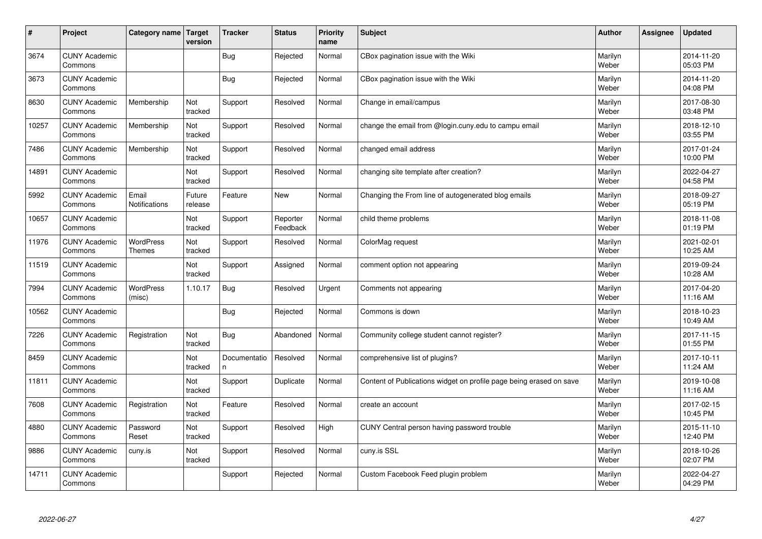| # | Project | Category name | Target version | Tracker | Status | Priority name | Subject | Author | Assignee | Updated |
|---|---|---|---|---|---|---|---|---|---|---|
| 3674 | CUNY Academic Commons | | | Bug | Rejected | Normal | CBox pagination issue with the Wiki | Marilyn Weber | | 2014-11-20 05:03 PM |
| 3673 | CUNY Academic Commons | | | Bug | Rejected | Normal | CBox pagination issue with the Wiki | Marilyn Weber | | 2014-11-20 04:08 PM |
| 8630 | CUNY Academic Commons | Membership | Not tracked | Support | Resolved | Normal | Change in email/campus | Marilyn Weber | | 2017-08-30 03:48 PM |
| 10257 | CUNY Academic Commons | Membership | Not tracked | Support | Resolved | Normal | change the email from @login.cuny.edu to campu email | Marilyn Weber | | 2018-12-10 03:55 PM |
| 7486 | CUNY Academic Commons | Membership | Not tracked | Support | Resolved | Normal | changed email address | Marilyn Weber | | 2017-01-24 10:00 PM |
| 14891 | CUNY Academic Commons | | Not tracked | Support | Resolved | Normal | changing site template after creation? | Marilyn Weber | | 2022-04-27 04:58 PM |
| 5992 | CUNY Academic Commons | Email Notifications | Future release | Feature | New | Normal | Changing the From line of autogenerated blog emails | Marilyn Weber | | 2018-09-27 05:19 PM |
| 10657 | CUNY Academic Commons | | Not tracked | Support | Reporter Feedback | Normal | child theme problems | Marilyn Weber | | 2018-11-08 01:19 PM |
| 11976 | CUNY Academic Commons | WordPress Themes | Not tracked | Support | Resolved | Normal | ColorMag request | Marilyn Weber | | 2021-02-01 10:25 AM |
| 11519 | CUNY Academic Commons | | Not tracked | Support | Assigned | Normal | comment option not appearing | Marilyn Weber | | 2019-09-24 10:28 AM |
| 7994 | CUNY Academic Commons | WordPress (misc) | 1.10.17 | Bug | Resolved | Urgent | Comments not appearing | Marilyn Weber | | 2017-04-20 11:16 AM |
| 10562 | CUNY Academic Commons | | | Bug | Rejected | Normal | Commons is down | Marilyn Weber | | 2018-10-23 10:49 AM |
| 7226 | CUNY Academic Commons | Registration | Not tracked | Bug | Abandoned | Normal | Community college student cannot register? | Marilyn Weber | | 2017-11-15 01:55 PM |
| 8459 | CUNY Academic Commons | | Not tracked | Documentation | Resolved | Normal | comprehensive list of plugins? | Marilyn Weber | | 2017-10-11 11:24 AM |
| 11811 | CUNY Academic Commons | | Not tracked | Support | Duplicate | Normal | Content of Publications widget on profile page being erased on save | Marilyn Weber | | 2019-10-08 11:16 AM |
| 7608 | CUNY Academic Commons | Registration | Not tracked | Feature | Resolved | Normal | create an account | Marilyn Weber | | 2017-02-15 10:45 PM |
| 4880 | CUNY Academic Commons | Password Reset | Not tracked | Support | Resolved | High | CUNY Central person having password trouble | Marilyn Weber | | 2015-11-10 12:40 PM |
| 9886 | CUNY Academic Commons | cuny.is | Not tracked | Support | Resolved | Normal | cuny.is SSL | Marilyn Weber | | 2018-10-26 02:07 PM |
| 14711 | CUNY Academic Commons | | | Support | Rejected | Normal | Custom Facebook Feed plugin problem | Marilyn Weber | | 2022-04-27 04:29 PM |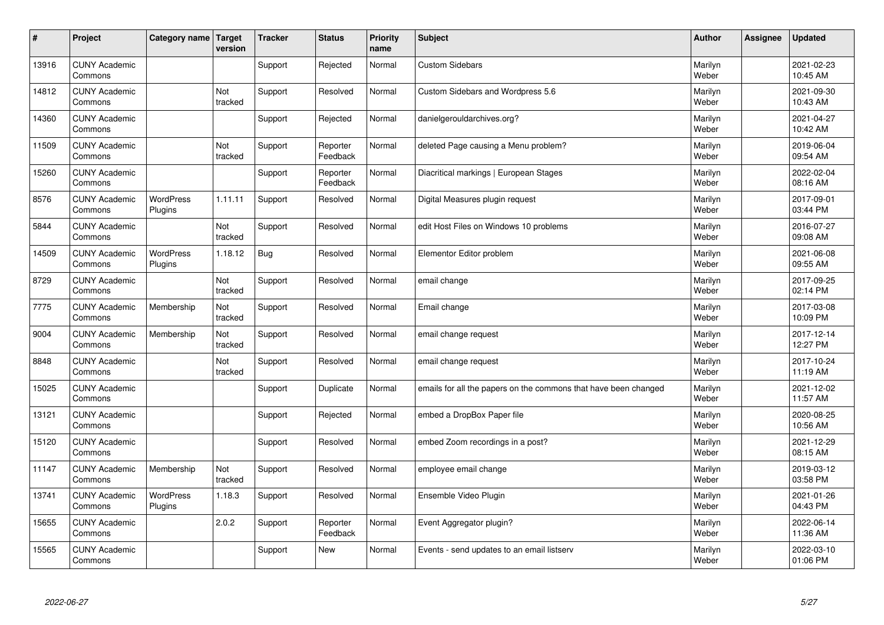| # | Project | Category name | Target version | Tracker | Status | Priority name | Subject | Author | Assignee | Updated |
|---|---|---|---|---|---|---|---|---|---|---|
| 13916 | CUNY Academic Commons | | | Support | Rejected | Normal | Custom Sidebars | Marilyn Weber | | 2021-02-23 10:45 AM |
| 14812 | CUNY Academic Commons | | Not tracked | Support | Resolved | Normal | Custom Sidebars and Wordpress 5.6 | Marilyn Weber | | 2021-09-30 10:43 AM |
| 14360 | CUNY Academic Commons | | | Support | Rejected | Normal | danielgerouldarchives.org? | Marilyn Weber | | 2021-04-27 10:42 AM |
| 11509 | CUNY Academic Commons | | Not tracked | Support | Reporter Feedback | Normal | deleted Page causing a Menu problem? | Marilyn Weber | | 2019-06-04 09:54 AM |
| 15260 | CUNY Academic Commons | | | Support | Reporter Feedback | Normal | Diacritical markings \| European Stages | Marilyn Weber | | 2022-02-04 08:16 AM |
| 8576 | CUNY Academic Commons | WordPress Plugins | 1.11.11 | Support | Resolved | Normal | Digital Measures plugin request | Marilyn Weber | | 2017-09-01 03:44 PM |
| 5844 | CUNY Academic Commons | | Not tracked | Support | Resolved | Normal | edit Host Files on Windows 10 problems | Marilyn Weber | | 2016-07-27 09:08 AM |
| 14509 | CUNY Academic Commons | WordPress Plugins | 1.18.12 | Bug | Resolved | Normal | Elementor Editor problem | Marilyn Weber | | 2021-06-08 09:55 AM |
| 8729 | CUNY Academic Commons | | Not tracked | Support | Resolved | Normal | email change | Marilyn Weber | | 2017-09-25 02:14 PM |
| 7775 | CUNY Academic Commons | Membership | Not tracked | Support | Resolved | Normal | Email change | Marilyn Weber | | 2017-03-08 10:09 PM |
| 9004 | CUNY Academic Commons | Membership | Not tracked | Support | Resolved | Normal | email change request | Marilyn Weber | | 2017-12-14 12:27 PM |
| 8848 | CUNY Academic Commons | | Not tracked | Support | Resolved | Normal | email change request | Marilyn Weber | | 2017-10-24 11:19 AM |
| 15025 | CUNY Academic Commons | | | Support | Duplicate | Normal | emails for all the papers on the commons that have been changed | Marilyn Weber | | 2021-12-02 11:57 AM |
| 13121 | CUNY Academic Commons | | | Support | Rejected | Normal | embed a DropBox Paper file | Marilyn Weber | | 2020-08-25 10:56 AM |
| 15120 | CUNY Academic Commons | | | Support | Resolved | Normal | embed Zoom recordings in a post? | Marilyn Weber | | 2021-12-29 08:15 AM |
| 11147 | CUNY Academic Commons | Membership | Not tracked | Support | Resolved | Normal | employee email change | Marilyn Weber | | 2019-03-12 03:58 PM |
| 13741 | CUNY Academic Commons | WordPress Plugins | 1.18.3 | Support | Resolved | Normal | Ensemble Video Plugin | Marilyn Weber | | 2021-01-26 04:43 PM |
| 15655 | CUNY Academic Commons | | 2.0.2 | Support | Reporter Feedback | Normal | Event Aggregator plugin? | Marilyn Weber | | 2022-06-14 11:36 AM |
| 15565 | CUNY Academic Commons | | | Support | New | Normal | Events - send updates to an email listserv | Marilyn Weber | | 2022-03-10 01:06 PM |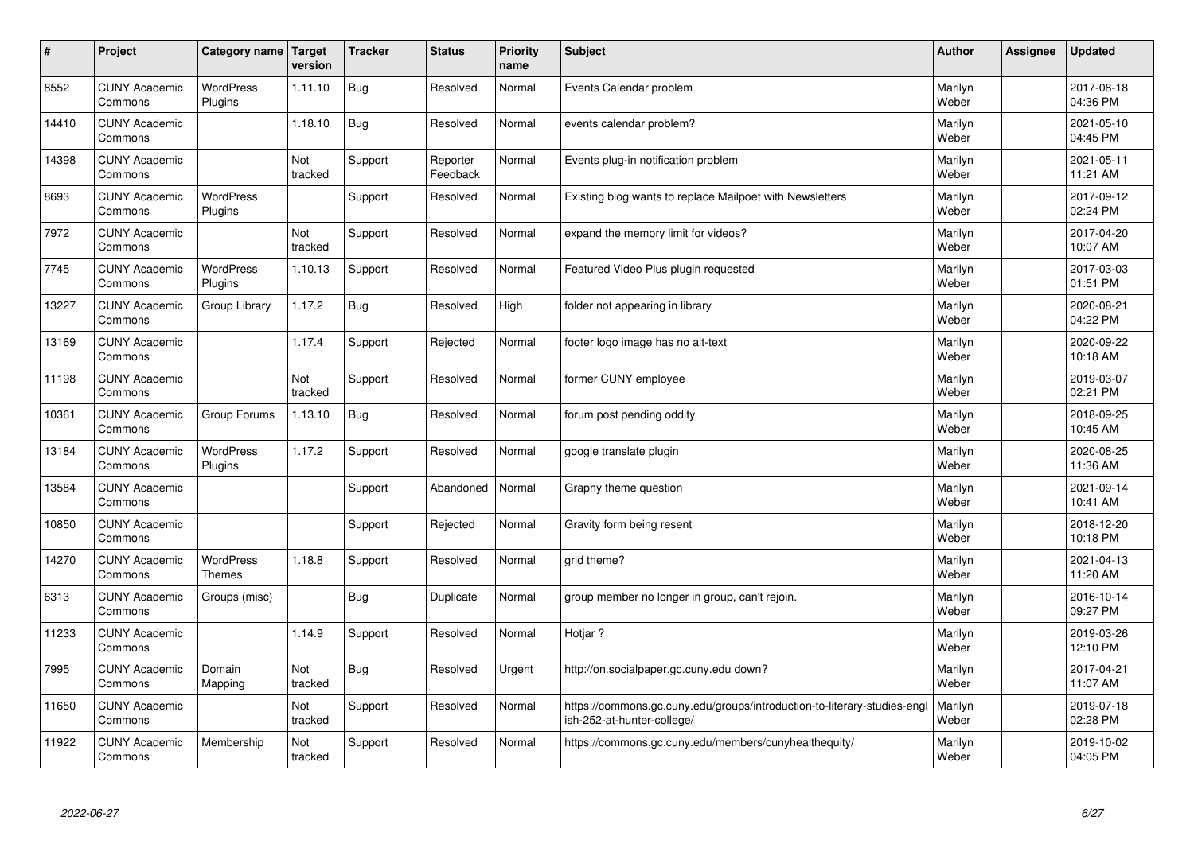| # | Project | Category name | Target version | Tracker | Status | Priority name | Subject | Author | Assignee | Updated |
|---|---|---|---|---|---|---|---|---|---|---|
| 8552 | CUNY Academic Commons | WordPress Plugins | 1.11.10 | Bug | Resolved | Normal | Events Calendar problem | Marilyn Weber | | 2017-08-18 04:36 PM |
| 14410 | CUNY Academic Commons | | 1.18.10 | Bug | Resolved | Normal | events calendar problem? | Marilyn Weber | | 2021-05-10 04:45 PM |
| 14398 | CUNY Academic Commons | | Not tracked | Support | Reporter Feedback | Normal | Events plug-in notification problem | Marilyn Weber | | 2021-05-11 11:21 AM |
| 8693 | CUNY Academic Commons | WordPress Plugins | | Support | Resolved | Normal | Existing blog wants to replace Mailpoet with Newsletters | Marilyn Weber | | 2017-09-12 02:24 PM |
| 7972 | CUNY Academic Commons | | Not tracked | Support | Resolved | Normal | expand the memory limit for videos? | Marilyn Weber | | 2017-04-20 10:07 AM |
| 7745 | CUNY Academic Commons | WordPress Plugins | 1.10.13 | Support | Resolved | Normal | Featured Video Plus plugin requested | Marilyn Weber | | 2017-03-03 01:51 PM |
| 13227 | CUNY Academic Commons | Group Library | 1.17.2 | Bug | Resolved | High | folder not appearing in library | Marilyn Weber | | 2020-08-21 04:22 PM |
| 13169 | CUNY Academic Commons | | 1.17.4 | Support | Rejected | Normal | footer logo image has no alt-text | Marilyn Weber | | 2020-09-22 10:18 AM |
| 11198 | CUNY Academic Commons | | Not tracked | Support | Resolved | Normal | former CUNY employee | Marilyn Weber | | 2019-03-07 02:21 PM |
| 10361 | CUNY Academic Commons | Group Forums | 1.13.10 | Bug | Resolved | Normal | forum post pending oddity | Marilyn Weber | | 2018-09-25 10:45 AM |
| 13184 | CUNY Academic Commons | WordPress Plugins | 1.17.2 | Support | Resolved | Normal | google translate plugin | Marilyn Weber | | 2020-08-25 11:36 AM |
| 13584 | CUNY Academic Commons | | | Support | Abandoned | Normal | Graphy theme question | Marilyn Weber | | 2021-09-14 10:41 AM |
| 10850 | CUNY Academic Commons | | | Support | Rejected | Normal | Gravity form being resent | Marilyn Weber | | 2018-12-20 10:18 PM |
| 14270 | CUNY Academic Commons | WordPress Themes | 1.18.8 | Support | Resolved | Normal | grid theme? | Marilyn Weber | | 2021-04-13 11:20 AM |
| 6313 | CUNY Academic Commons | Groups (misc) | | Bug | Duplicate | Normal | group member no longer in group, can't rejoin. | Marilyn Weber | | 2016-10-14 09:27 PM |
| 11233 | CUNY Academic Commons | | 1.14.9 | Support | Resolved | Normal | Hotjar ? | Marilyn Weber | | 2019-03-26 12:10 PM |
| 7995 | CUNY Academic Commons | Domain Mapping | Not tracked | Bug | Resolved | Urgent | http://on.socialpaper.gc.cuny.edu down? | Marilyn Weber | | 2017-04-21 11:07 AM |
| 11650 | CUNY Academic Commons | | Not tracked | Support | Resolved | Normal | https://commons.gc.cuny.edu/groups/introduction-to-literary-studies-english-252-at-hunter-college/ | Marilyn Weber | | 2019-07-18 02:28 PM |
| 11922 | CUNY Academic Commons | Membership | Not tracked | Support | Resolved | Normal | https://commons.gc.cuny.edu/members/cunyhealthequity/ | Marilyn Weber | | 2019-10-02 04:05 PM |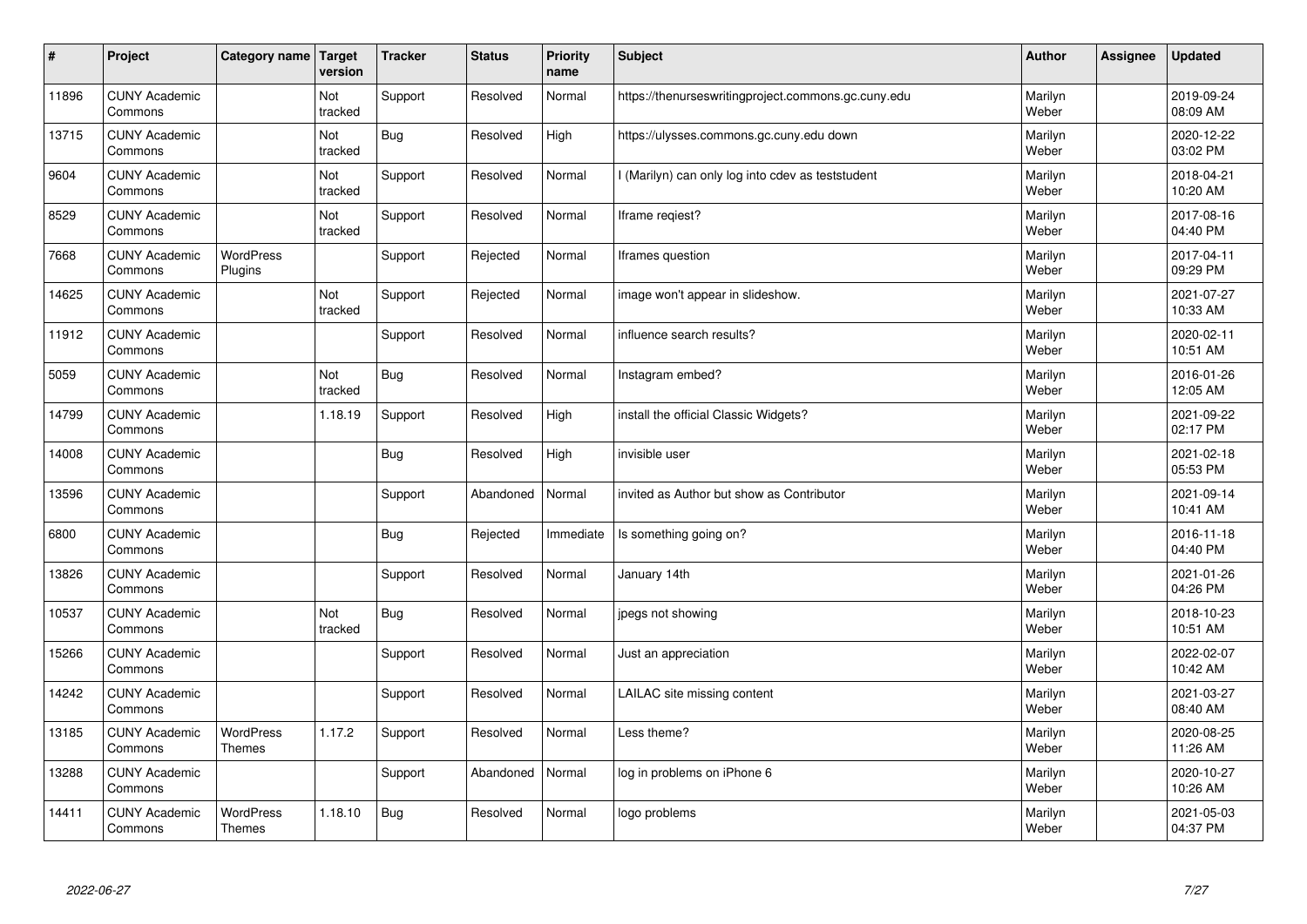| # | Project | Category name | Target version | Tracker | Status | Priority name | Subject | Author | Assignee | Updated |
|---|---|---|---|---|---|---|---|---|---|---|
| 11896 | CUNY Academic Commons | | Not tracked | Support | Resolved | Normal | https://thenurseswritingproject.commons.gc.cuny.edu | Marilyn Weber | | 2019-09-24 08:09 AM |
| 13715 | CUNY Academic Commons | | Not tracked | Bug | Resolved | High | https://ulysses.commons.gc.cuny.edu down | Marilyn Weber | | 2020-12-22 03:02 PM |
| 9604 | CUNY Academic Commons | | Not tracked | Support | Resolved | Normal | I (Marilyn) can only log into cdev as teststudent | Marilyn Weber | | 2018-04-21 10:20 AM |
| 8529 | CUNY Academic Commons | | Not tracked | Support | Resolved | Normal | Iframe reqiest? | Marilyn Weber | | 2017-08-16 04:40 PM |
| 7668 | CUNY Academic Commons | WordPress Plugins | | Support | Rejected | Normal | Iframes question | Marilyn Weber | | 2017-04-11 09:29 PM |
| 14625 | CUNY Academic Commons | | Not tracked | Support | Rejected | Normal | image won't appear in slideshow. | Marilyn Weber | | 2021-07-27 10:33 AM |
| 11912 | CUNY Academic Commons | | | Support | Resolved | Normal | influence search results? | Marilyn Weber | | 2020-02-11 10:51 AM |
| 5059 | CUNY Academic Commons | | Not tracked | Bug | Resolved | Normal | Instagram embed? | Marilyn Weber | | 2016-01-26 12:05 AM |
| 14799 | CUNY Academic Commons | | 1.18.19 | Support | Resolved | High | install the official Classic Widgets? | Marilyn Weber | | 2021-09-22 02:17 PM |
| 14008 | CUNY Academic Commons | | | Bug | Resolved | High | invisible user | Marilyn Weber | | 2021-02-18 05:53 PM |
| 13596 | CUNY Academic Commons | | | Support | Abandoned | Normal | invited as Author but show as Contributor | Marilyn Weber | | 2021-09-14 10:41 AM |
| 6800 | CUNY Academic Commons | | | Bug | Rejected | Immediate | Is something going on? | Marilyn Weber | | 2016-11-18 04:40 PM |
| 13826 | CUNY Academic Commons | | | Support | Resolved | Normal | January 14th | Marilyn Weber | | 2021-01-26 04:26 PM |
| 10537 | CUNY Academic Commons | | Not tracked | Bug | Resolved | Normal | jpegs not showing | Marilyn Weber | | 2018-10-23 10:51 AM |
| 15266 | CUNY Academic Commons | | | Support | Resolved | Normal | Just an appreciation | Marilyn Weber | | 2022-02-07 10:42 AM |
| 14242 | CUNY Academic Commons | | | Support | Resolved | Normal | LAILAC site missing content | Marilyn Weber | | 2021-03-27 08:40 AM |
| 13185 | CUNY Academic Commons | WordPress Themes | 1.17.2 | Support | Resolved | Normal | Less theme? | Marilyn Weber | | 2020-08-25 11:26 AM |
| 13288 | CUNY Academic Commons | | | Support | Abandoned | Normal | log in problems on iPhone 6 | Marilyn Weber | | 2020-10-27 10:26 AM |
| 14411 | CUNY Academic Commons | WordPress Themes | 1.18.10 | Bug | Resolved | Normal | logo problems | Marilyn Weber | | 2021-05-03 04:37 PM |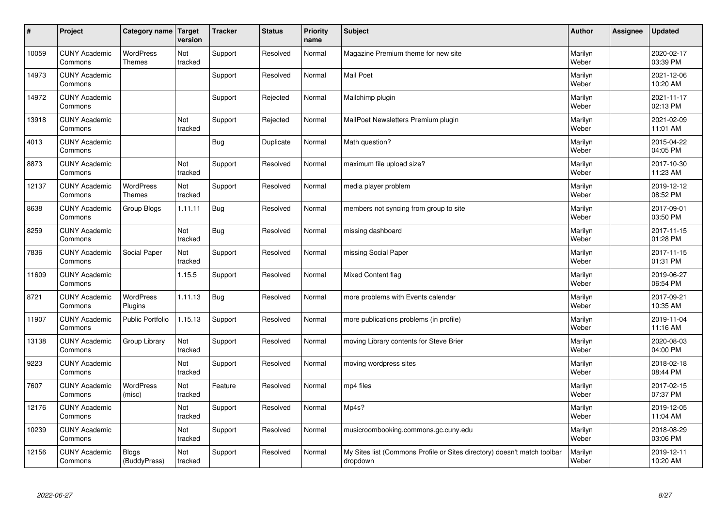| # | Project | Category name | Target version | Tracker | Status | Priority name | Subject | Author | Assignee | Updated |
| --- | --- | --- | --- | --- | --- | --- | --- | --- | --- | --- |
| 10059 | CUNY Academic Commons | WordPress Themes | Not tracked | Support | Resolved | Normal | Magazine Premium theme for new site | Marilyn Weber | | 2020-02-17 03:39 PM |
| 14973 | CUNY Academic Commons | | | Support | Resolved | Normal | Mail Poet | Marilyn Weber | | 2021-12-06 10:20 AM |
| 14972 | CUNY Academic Commons | | | Support | Rejected | Normal | Mailchimp plugin | Marilyn Weber | | 2021-11-17 02:13 PM |
| 13918 | CUNY Academic Commons | | Not tracked | Support | Rejected | Normal | MailPoet Newsletters Premium plugin | Marilyn Weber | | 2021-02-09 11:01 AM |
| 4013 | CUNY Academic Commons | | | Bug | Duplicate | Normal | Math question? | Marilyn Weber | | 2015-04-22 04:05 PM |
| 8873 | CUNY Academic Commons | | Not tracked | Support | Resolved | Normal | maximum file upload size? | Marilyn Weber | | 2017-10-30 11:23 AM |
| 12137 | CUNY Academic Commons | WordPress Themes | Not tracked | Support | Resolved | Normal | media player problem | Marilyn Weber | | 2019-12-12 08:52 PM |
| 8638 | CUNY Academic Commons | Group Blogs | 1.11.11 | Bug | Resolved | Normal | members not syncing from group to site | Marilyn Weber | | 2017-09-01 03:50 PM |
| 8259 | CUNY Academic Commons | | Not tracked | Bug | Resolved | Normal | missing dashboard | Marilyn Weber | | 2017-11-15 01:28 PM |
| 7836 | CUNY Academic Commons | Social Paper | Not tracked | Support | Resolved | Normal | missing Social Paper | Marilyn Weber | | 2017-11-15 01:31 PM |
| 11609 | CUNY Academic Commons | | 1.15.5 | Support | Resolved | Normal | Mixed Content flag | Marilyn Weber | | 2019-06-27 06:54 PM |
| 8721 | CUNY Academic Commons | WordPress Plugins | 1.11.13 | Bug | Resolved | Normal | more problems with Events calendar | Marilyn Weber | | 2017-09-21 10:35 AM |
| 11907 | CUNY Academic Commons | Public Portfolio | 1.15.13 | Support | Resolved | Normal | more publications problems (in profile) | Marilyn Weber | | 2019-11-04 11:16 AM |
| 13138 | CUNY Academic Commons | Group Library | Not tracked | Support | Resolved | Normal | moving Library contents for Steve Brier | Marilyn Weber | | 2020-08-03 04:00 PM |
| 9223 | CUNY Academic Commons | | Not tracked | Support | Resolved | Normal | moving wordpress sites | Marilyn Weber | | 2018-02-18 08:44 PM |
| 7607 | CUNY Academic Commons | WordPress (misc) | Not tracked | Feature | Resolved | Normal | mp4 files | Marilyn Weber | | 2017-02-15 07:37 PM |
| 12176 | CUNY Academic Commons | | Not tracked | Support | Resolved | Normal | Mp4s? | Marilyn Weber | | 2019-12-05 11:04 AM |
| 10239 | CUNY Academic Commons | | Not tracked | Support | Resolved | Normal | musicroombooking.commons.gc.cuny.edu | Marilyn Weber | | 2018-08-29 03:06 PM |
| 12156 | CUNY Academic Commons | Blogs (BuddyPress) | Not tracked | Support | Resolved | Normal | My Sites list (Commons Profile or Sites directory) doesn't match toolbar dropdown | Marilyn Weber | | 2019-12-11 10:20 AM |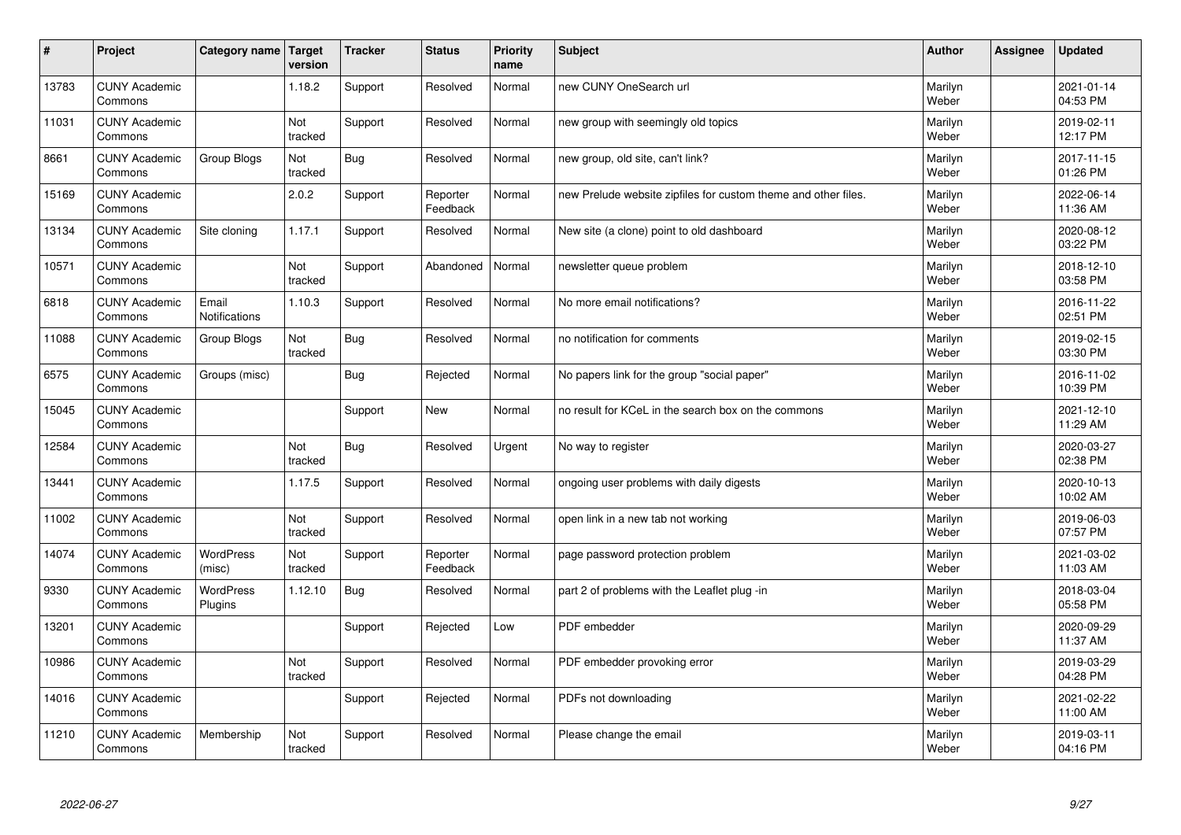| # | Project | Category name | Target version | Tracker | Status | Priority name | Subject | Author | Assignee | Updated |
|---|---|---|---|---|---|---|---|---|---|---|
| 13783 | CUNY Academic Commons | | 1.18.2 | Support | Resolved | Normal | new CUNY OneSearch url | Marilyn Weber | | 2021-01-14 04:53 PM |
| 11031 | CUNY Academic Commons | | Not tracked | Support | Resolved | Normal | new group with seemingly old topics | Marilyn Weber | | 2019-02-11 12:17 PM |
| 8661 | CUNY Academic Commons | Group Blogs | Not tracked | Bug | Resolved | Normal | new group, old site, can't link? | Marilyn Weber | | 2017-11-15 01:26 PM |
| 15169 | CUNY Academic Commons | | 2.0.2 | Support | Reporter Feedback | Normal | new Prelude website zipfiles for custom theme and other files. | Marilyn Weber | | 2022-06-14 11:36 AM |
| 13134 | CUNY Academic Commons | Site cloning | 1.17.1 | Support | Resolved | Normal | New site (a clone) point to old dashboard | Marilyn Weber | | 2020-08-12 03:22 PM |
| 10571 | CUNY Academic Commons | | Not tracked | Support | Abandoned | Normal | newsletter queue problem | Marilyn Weber | | 2018-12-10 03:58 PM |
| 6818 | CUNY Academic Commons | Email Notifications | 1.10.3 | Support | Resolved | Normal | No more email notifications? | Marilyn Weber | | 2016-11-22 02:51 PM |
| 11088 | CUNY Academic Commons | Group Blogs | Not tracked | Bug | Resolved | Normal | no notification for comments | Marilyn Weber | | 2019-02-15 03:30 PM |
| 6575 | CUNY Academic Commons | Groups (misc) | | Bug | Rejected | Normal | No papers link for the group "social paper" | Marilyn Weber | | 2016-11-02 10:39 PM |
| 15045 | CUNY Academic Commons | | | Support | New | Normal | no result for KCeL in the search box on the commons | Marilyn Weber | | 2021-12-10 11:29 AM |
| 12584 | CUNY Academic Commons | | Not tracked | Bug | Resolved | Urgent | No way to register | Marilyn Weber | | 2020-03-27 02:38 PM |
| 13441 | CUNY Academic Commons | | 1.17.5 | Support | Resolved | Normal | ongoing user problems with daily digests | Marilyn Weber | | 2020-10-13 10:02 AM |
| 11002 | CUNY Academic Commons | | Not tracked | Support | Resolved | Normal | open link in a new tab not working | Marilyn Weber | | 2019-06-03 07:57 PM |
| 14074 | CUNY Academic Commons | WordPress (misc) | Not tracked | Support | Reporter Feedback | Normal | page password protection problem | Marilyn Weber | | 2021-03-02 11:03 AM |
| 9330 | CUNY Academic Commons | WordPress Plugins | 1.12.10 | Bug | Resolved | Normal | part 2 of problems with the Leaflet plug -in | Marilyn Weber | | 2018-03-04 05:58 PM |
| 13201 | CUNY Academic Commons | | | Support | Rejected | Low | PDF embedder | Marilyn Weber | | 2020-09-29 11:37 AM |
| 10986 | CUNY Academic Commons | | Not tracked | Support | Resolved | Normal | PDF embedder provoking error | Marilyn Weber | | 2019-03-29 04:28 PM |
| 14016 | CUNY Academic Commons | | | Support | Rejected | Normal | PDFs not downloading | Marilyn Weber | | 2021-02-22 11:00 AM |
| 11210 | CUNY Academic Commons | Membership | Not tracked | Support | Resolved | Normal | Please change the email | Marilyn Weber | | 2019-03-11 04:16 PM |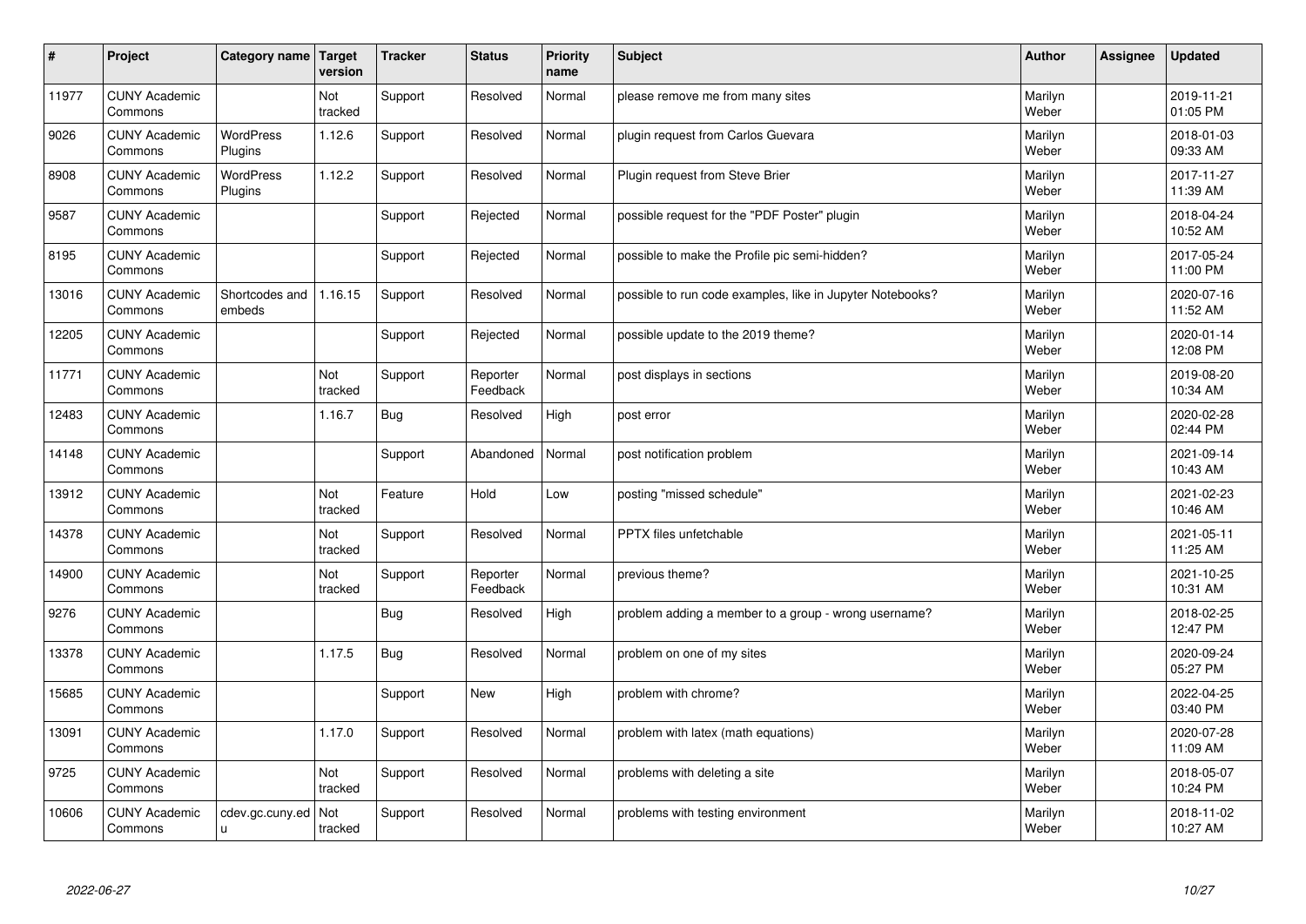| # | Project | Category name | Target version | Tracker | Status | Priority name | Subject | Author | Assignee | Updated |
|---|---|---|---|---|---|---|---|---|---|---|
| 11977 | CUNY Academic Commons | | Not tracked | Support | Resolved | Normal | please remove me from many sites | Marilyn Weber | | 2019-11-21 01:05 PM |
| 9026 | CUNY Academic Commons | WordPress Plugins | 1.12.6 | Support | Resolved | Normal | plugin request from Carlos Guevara | Marilyn Weber | | 2018-01-03 09:33 AM |
| 8908 | CUNY Academic Commons | WordPress Plugins | 1.12.2 | Support | Resolved | Normal | Plugin request from Steve Brier | Marilyn Weber | | 2017-11-27 11:39 AM |
| 9587 | CUNY Academic Commons | | | Support | Rejected | Normal | possible request for the "PDF Poster" plugin | Marilyn Weber | | 2018-04-24 10:52 AM |
| 8195 | CUNY Academic Commons | | | Support | Rejected | Normal | possible to make the Profile pic semi-hidden? | Marilyn Weber | | 2017-05-24 11:00 PM |
| 13016 | CUNY Academic Commons | Shortcodes and embeds | 1.16.15 | Support | Resolved | Normal | possible to run code examples, like in Jupyter Notebooks? | Marilyn Weber | | 2020-07-16 11:52 AM |
| 12205 | CUNY Academic Commons | | | Support | Rejected | Normal | possible update to the 2019 theme? | Marilyn Weber | | 2020-01-14 12:08 PM |
| 11771 | CUNY Academic Commons | | Not tracked | Support | Reporter Feedback | Normal | post displays in sections | Marilyn Weber | | 2019-08-20 10:34 AM |
| 12483 | CUNY Academic Commons | | 1.16.7 | Bug | Resolved | High | post error | Marilyn Weber | | 2020-02-28 02:44 PM |
| 14148 | CUNY Academic Commons | | | Support | Abandoned | Normal | post notification problem | Marilyn Weber | | 2021-09-14 10:43 AM |
| 13912 | CUNY Academic Commons | | Not tracked | Feature | Hold | Low | posting "missed schedule" | Marilyn Weber | | 2021-02-23 10:46 AM |
| 14378 | CUNY Academic Commons | | Not tracked | Support | Resolved | Normal | PPTX files unfetchable | Marilyn Weber | | 2021-05-11 11:25 AM |
| 14900 | CUNY Academic Commons | | Not tracked | Support | Reporter Feedback | Normal | previous theme? | Marilyn Weber | | 2021-10-25 10:31 AM |
| 9276 | CUNY Academic Commons | | | Bug | Resolved | High | problem adding a member to a group - wrong username? | Marilyn Weber | | 2018-02-25 12:47 PM |
| 13378 | CUNY Academic Commons | | 1.17.5 | Bug | Resolved | Normal | problem on one of my sites | Marilyn Weber | | 2020-09-24 05:27 PM |
| 15685 | CUNY Academic Commons | | | Support | New | High | problem with chrome? | Marilyn Weber | | 2022-04-25 03:40 PM |
| 13091 | CUNY Academic Commons | | 1.17.0 | Support | Resolved | Normal | problem with latex (math equations) | Marilyn Weber | | 2020-07-28 11:09 AM |
| 9725 | CUNY Academic Commons | | Not tracked | Support | Resolved | Normal | problems with deleting a site | Marilyn Weber | | 2018-05-07 10:24 PM |
| 10606 | CUNY Academic Commons | cdev.gc.cuny.edu | Not tracked | Support | Resolved | Normal | problems with testing environment | Marilyn Weber | | 2018-11-02 10:27 AM |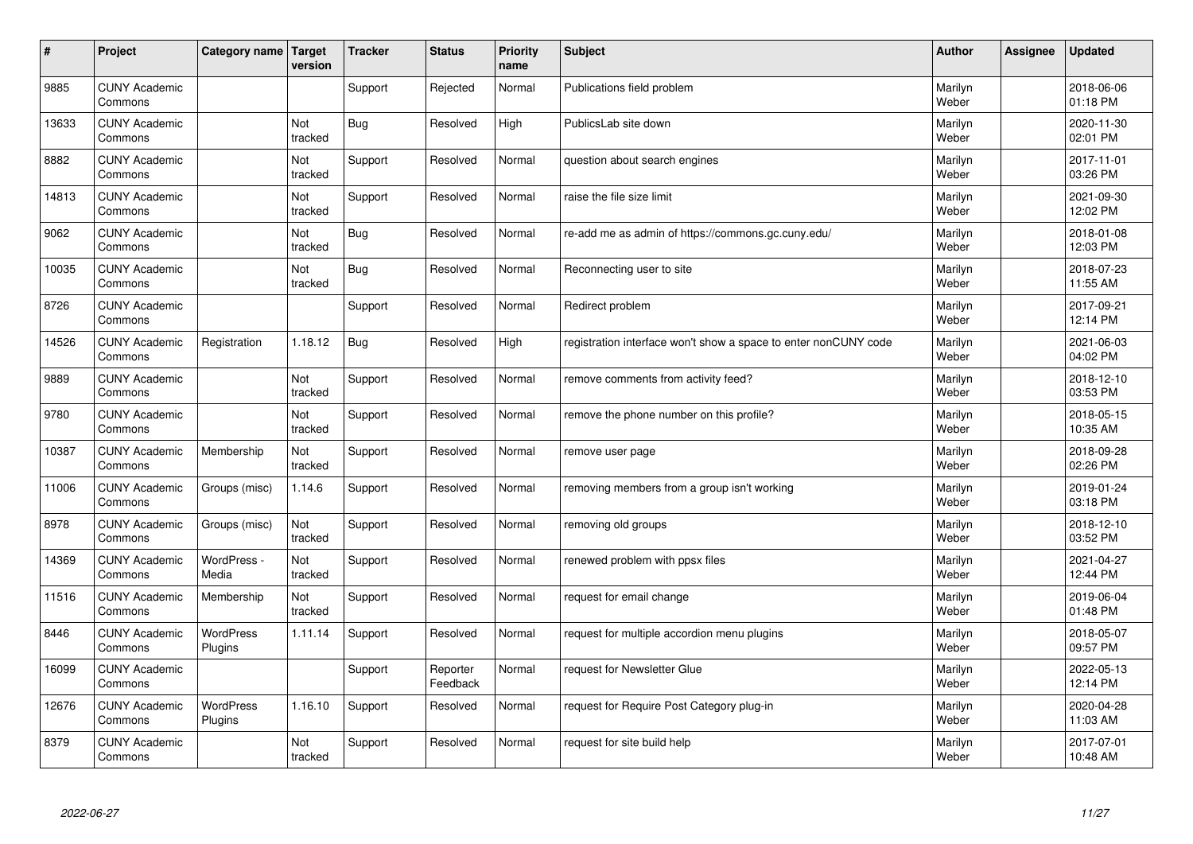| # | Project | Category name | Target version | Tracker | Status | Priority name | Subject | Author | Assignee | Updated |
|---|---|---|---|---|---|---|---|---|---|---|
| 9885 | CUNY Academic Commons | | | Support | Rejected | Normal | Publications field problem | Marilyn Weber | | 2018-06-06 01:18 PM |
| 13633 | CUNY Academic Commons | | Not tracked | Bug | Resolved | High | PublicsLab site down | Marilyn Weber | | 2020-11-30 02:01 PM |
| 8882 | CUNY Academic Commons | | Not tracked | Support | Resolved | Normal | question about search engines | Marilyn Weber | | 2017-11-01 03:26 PM |
| 14813 | CUNY Academic Commons | | Not tracked | Support | Resolved | Normal | raise the file size limit | Marilyn Weber | | 2021-09-30 12:02 PM |
| 9062 | CUNY Academic Commons | | Not tracked | Bug | Resolved | Normal | re-add me as admin of https://commons.gc.cuny.edu/ | Marilyn Weber | | 2018-01-08 12:03 PM |
| 10035 | CUNY Academic Commons | | Not tracked | Bug | Resolved | Normal | Reconnecting user to site | Marilyn Weber | | 2018-07-23 11:55 AM |
| 8726 | CUNY Academic Commons | | | Support | Resolved | Normal | Redirect problem | Marilyn Weber | | 2017-09-21 12:14 PM |
| 14526 | CUNY Academic Commons | Registration | 1.18.12 | Bug | Resolved | High | registration interface won't show a space to enter nonCUNY code | Marilyn Weber | | 2021-06-03 04:02 PM |
| 9889 | CUNY Academic Commons | | Not tracked | Support | Resolved | Normal | remove comments from activity feed? | Marilyn Weber | | 2018-12-10 03:53 PM |
| 9780 | CUNY Academic Commons | | Not tracked | Support | Resolved | Normal | remove the phone number on this profile? | Marilyn Weber | | 2018-05-15 10:35 AM |
| 10387 | CUNY Academic Commons | Membership | Not tracked | Support | Resolved | Normal | remove user page | Marilyn Weber | | 2018-09-28 02:26 PM |
| 11006 | CUNY Academic Commons | Groups (misc) | 1.14.6 | Support | Resolved | Normal | removing members from a group isn't working | Marilyn Weber | | 2019-01-24 03:18 PM |
| 8978 | CUNY Academic Commons | Groups (misc) | Not tracked | Support | Resolved | Normal | removing old groups | Marilyn Weber | | 2018-12-10 03:52 PM |
| 14369 | CUNY Academic Commons | WordPress - Media | Not tracked | Support | Resolved | Normal | renewed problem with ppsx files | Marilyn Weber | | 2021-04-27 12:44 PM |
| 11516 | CUNY Academic Commons | Membership | Not tracked | Support | Resolved | Normal | request for email change | Marilyn Weber | | 2019-06-04 01:48 PM |
| 8446 | CUNY Academic Commons | WordPress Plugins | 1.11.14 | Support | Resolved | Normal | request for multiple accordion menu plugins | Marilyn Weber | | 2018-05-07 09:57 PM |
| 16099 | CUNY Academic Commons | | | Support | Reporter Feedback | Normal | request for Newsletter Glue | Marilyn Weber | | 2022-05-13 12:14 PM |
| 12676 | CUNY Academic Commons | WordPress Plugins | 1.16.10 | Support | Resolved | Normal | request for Require Post Category plug-in | Marilyn Weber | | 2020-04-28 11:03 AM |
| 8379 | CUNY Academic Commons | | Not tracked | Support | Resolved | Normal | request for site build help | Marilyn Weber | | 2017-07-01 10:48 AM |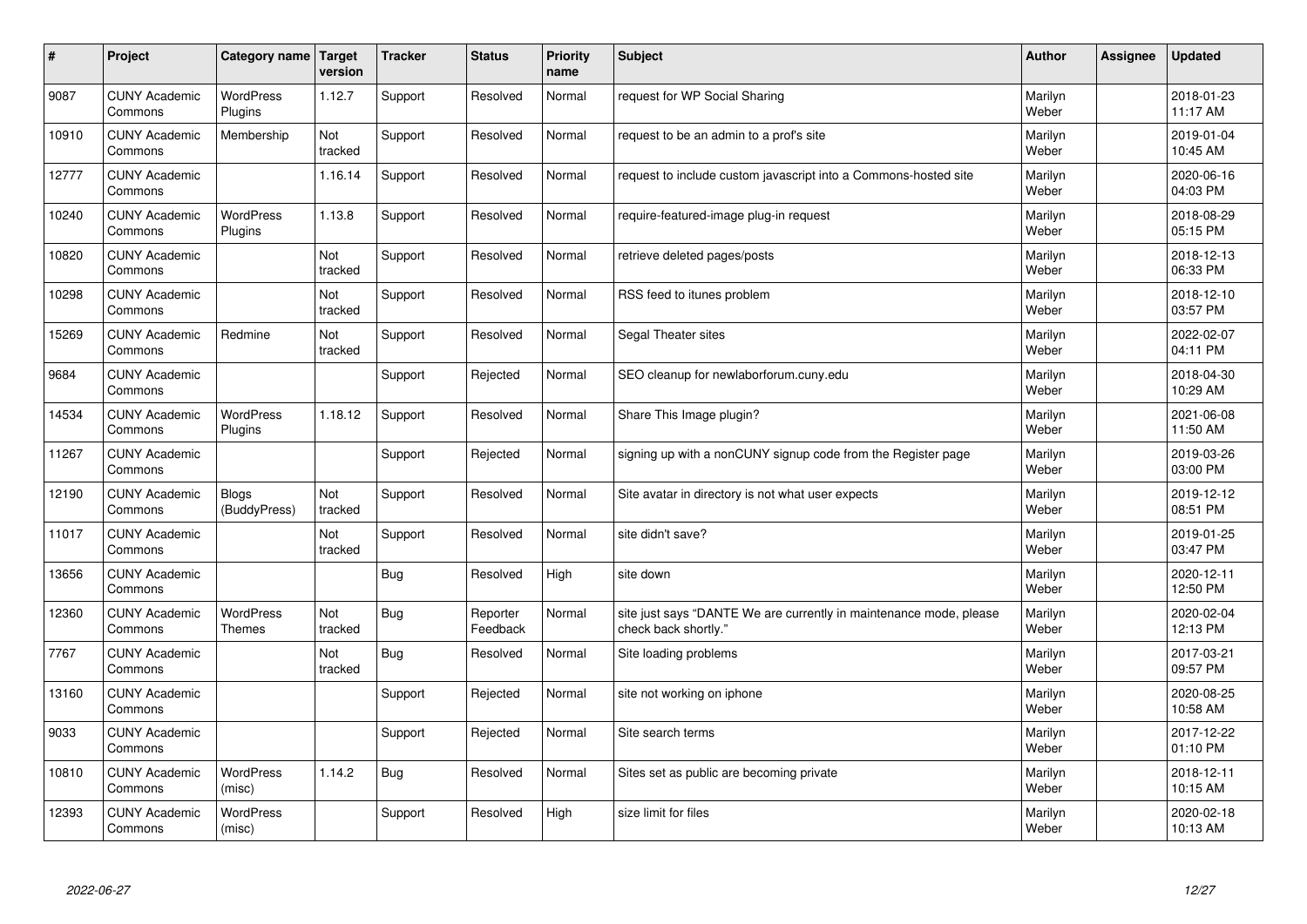| # | Project | Category name | Target version | Tracker | Status | Priority name | Subject | Author | Assignee | Updated |
|---|---|---|---|---|---|---|---|---|---|---|
| 9087 | CUNY Academic Commons | WordPress Plugins | 1.12.7 | Support | Resolved | Normal | request for WP Social Sharing | Marilyn Weber | | 2018-01-23 11:17 AM |
| 10910 | CUNY Academic Commons | Membership | Not tracked | Support | Resolved | Normal | request to be an admin to a prof's site | Marilyn Weber | | 2019-01-04 10:45 AM |
| 12777 | CUNY Academic Commons | | 1.16.14 | Support | Resolved | Normal | request to include custom javascript into a Commons-hosted site | Marilyn Weber | | 2020-06-16 04:03 PM |
| 10240 | CUNY Academic Commons | WordPress Plugins | 1.13.8 | Support | Resolved | Normal | require-featured-image plug-in request | Marilyn Weber | | 2018-08-29 05:15 PM |
| 10820 | CUNY Academic Commons | | Not tracked | Support | Resolved | Normal | retrieve deleted pages/posts | Marilyn Weber | | 2018-12-13 06:33 PM |
| 10298 | CUNY Academic Commons | | Not tracked | Support | Resolved | Normal | RSS feed to itunes problem | Marilyn Weber | | 2018-12-10 03:57 PM |
| 15269 | CUNY Academic Commons | Redmine | Not tracked | Support | Resolved | Normal | Segal Theater sites | Marilyn Weber | | 2022-02-07 04:11 PM |
| 9684 | CUNY Academic Commons | | | Support | Rejected | Normal | SEO cleanup for newlaborforum.cuny.edu | Marilyn Weber | | 2018-04-30 10:29 AM |
| 14534 | CUNY Academic Commons | WordPress Plugins | 1.18.12 | Support | Resolved | Normal | Share This Image plugin? | Marilyn Weber | | 2021-06-08 11:50 AM |
| 11267 | CUNY Academic Commons | | | Support | Rejected | Normal | signing up with a nonCUNY signup code from the Register page | Marilyn Weber | | 2019-03-26 03:00 PM |
| 12190 | CUNY Academic Commons | Blogs (BuddyPress) | Not tracked | Support | Resolved | Normal | Site avatar in directory is not what user expects | Marilyn Weber | | 2019-12-12 08:51 PM |
| 11017 | CUNY Academic Commons | | Not tracked | Support | Resolved | Normal | site didn't save? | Marilyn Weber | | 2019-01-25 03:47 PM |
| 13656 | CUNY Academic Commons | | | Bug | Resolved | High | site down | Marilyn Weber | | 2020-12-11 12:50 PM |
| 12360 | CUNY Academic Commons | WordPress Themes | Not tracked | Bug | Reporter Feedback | Normal | site just says "DANTE We are currently in maintenance mode, please check back shortly." | Marilyn Weber | | 2020-02-04 12:13 PM |
| 7767 | CUNY Academic Commons | | Not tracked | Bug | Resolved | Normal | Site loading problems | Marilyn Weber | | 2017-03-21 09:57 PM |
| 13160 | CUNY Academic Commons | | | Support | Rejected | Normal | site not working on iphone | Marilyn Weber | | 2020-08-25 10:58 AM |
| 9033 | CUNY Academic Commons | | | Support | Rejected | Normal | Site search terms | Marilyn Weber | | 2017-12-22 01:10 PM |
| 10810 | CUNY Academic Commons | WordPress (misc) | 1.14.2 | Bug | Resolved | Normal | Sites set as public are becoming private | Marilyn Weber | | 2018-12-11 10:15 AM |
| 12393 | CUNY Academic Commons | WordPress (misc) | | Support | Resolved | High | size limit for files | Marilyn Weber | | 2020-02-18 10:13 AM |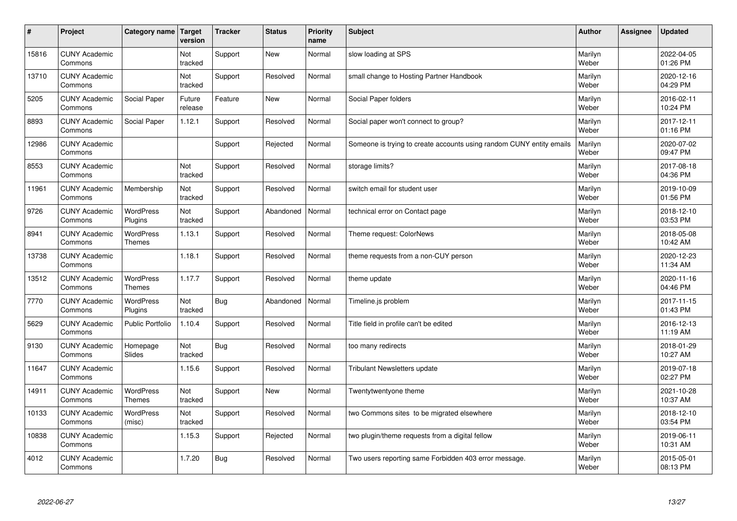| # | Project | Category name | Target version | Tracker | Status | Priority name | Subject | Author | Assignee | Updated |
|---|---|---|---|---|---|---|---|---|---|---|
| 15816 | CUNY Academic Commons | | Not tracked | Support | New | Normal | slow loading at SPS | Marilyn Weber | | 2022-04-05 01:26 PM |
| 13710 | CUNY Academic Commons | | Not tracked | Support | Resolved | Normal | small change to Hosting Partner Handbook | Marilyn Weber | | 2020-12-16 04:29 PM |
| 5205 | CUNY Academic Commons | Social Paper | Future release | Feature | New | Normal | Social Paper folders | Marilyn Weber | | 2016-02-11 10:24 PM |
| 8893 | CUNY Academic Commons | Social Paper | 1.12.1 | Support | Resolved | Normal | Social paper won't connect to group? | Marilyn Weber | | 2017-12-11 01:16 PM |
| 12986 | CUNY Academic Commons | | | Support | Rejected | Normal | Someone is trying to create accounts using random CUNY entity emails | Marilyn Weber | | 2020-07-02 09:47 PM |
| 8553 | CUNY Academic Commons | | Not tracked | Support | Resolved | Normal | storage limits? | Marilyn Weber | | 2017-08-18 04:36 PM |
| 11961 | CUNY Academic Commons | Membership | Not tracked | Support | Resolved | Normal | switch email for student user | Marilyn Weber | | 2019-10-09 01:56 PM |
| 9726 | CUNY Academic Commons | WordPress Plugins | Not tracked | Support | Abandoned | Normal | technical error on Contact page | Marilyn Weber | | 2018-12-10 03:53 PM |
| 8941 | CUNY Academic Commons | WordPress Themes | 1.13.1 | Support | Resolved | Normal | Theme request: ColorNews | Marilyn Weber | | 2018-05-08 10:42 AM |
| 13738 | CUNY Academic Commons | | 1.18.1 | Support | Resolved | Normal | theme requests from a non-CUY person | Marilyn Weber | | 2020-12-23 11:34 AM |
| 13512 | CUNY Academic Commons | WordPress Themes | 1.17.7 | Support | Resolved | Normal | theme update | Marilyn Weber | | 2020-11-16 04:46 PM |
| 7770 | CUNY Academic Commons | WordPress Plugins | Not tracked | Bug | Abandoned | Normal | Timeline.js problem | Marilyn Weber | | 2017-11-15 01:43 PM |
| 5629 | CUNY Academic Commons | Public Portfolio | 1.10.4 | Support | Resolved | Normal | Title field in profile can't be edited | Marilyn Weber | | 2016-12-13 11:19 AM |
| 9130 | CUNY Academic Commons | Homepage Slides | Not tracked | Bug | Resolved | Normal | too many redirects | Marilyn Weber | | 2018-01-29 10:27 AM |
| 11647 | CUNY Academic Commons | | 1.15.6 | Support | Resolved | Normal | Tribulant Newsletters update | Marilyn Weber | | 2019-07-18 02:27 PM |
| 14911 | CUNY Academic Commons | WordPress Themes | Not tracked | Support | New | Normal | Twentytwentyone theme | Marilyn Weber | | 2021-10-28 10:37 AM |
| 10133 | CUNY Academic Commons | WordPress (misc) | Not tracked | Support | Resolved | Normal | two Commons sites to be migrated elsewhere | Marilyn Weber | | 2018-12-10 03:54 PM |
| 10838 | CUNY Academic Commons | | 1.15.3 | Support | Rejected | Normal | two plugin/theme requests from a digital fellow | Marilyn Weber | | 2019-06-11 10:31 AM |
| 4012 | CUNY Academic Commons | | 1.7.20 | Bug | Resolved | Normal | Two users reporting same Forbidden 403 error message. | Marilyn Weber | | 2015-05-01 08:13 PM |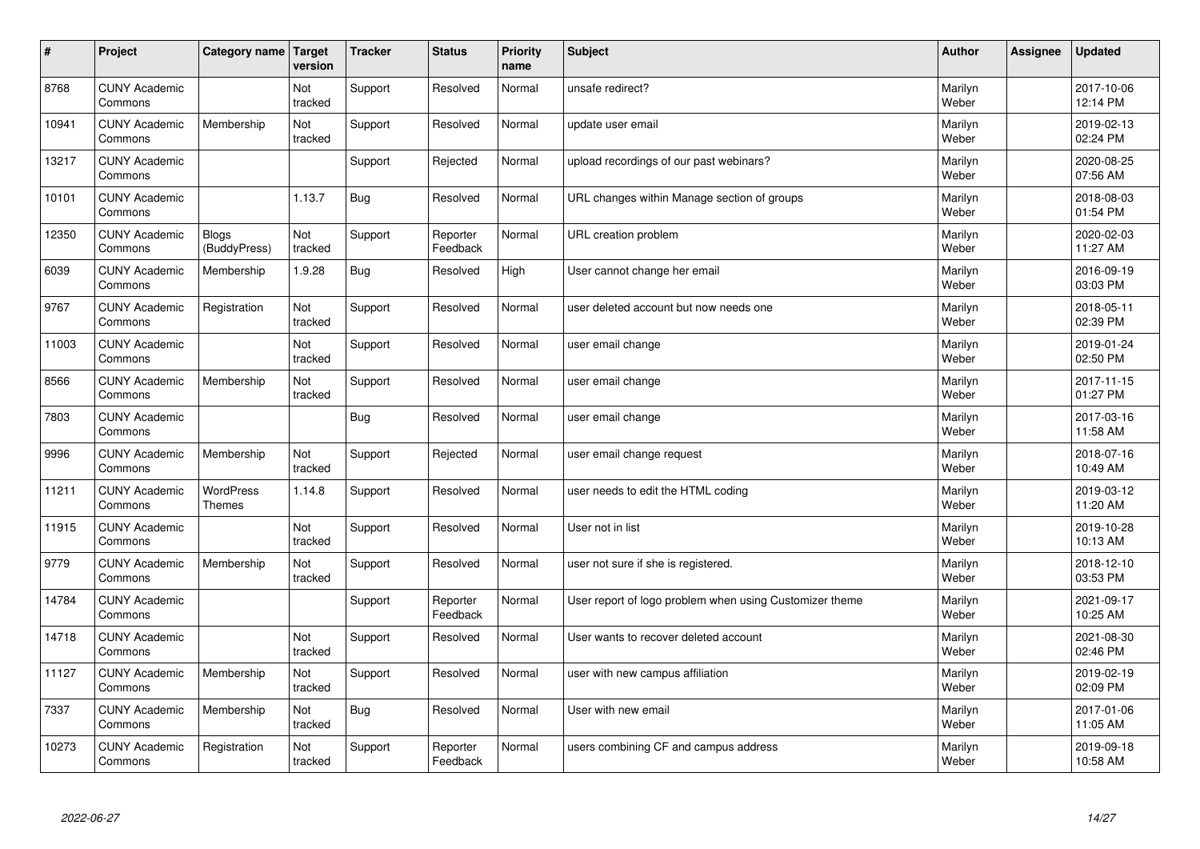| # | Project | Category name | Target version | Tracker | Status | Priority name | Subject | Author | Assignee | Updated |
|---|---|---|---|---|---|---|---|---|---|---|
| 8768 | CUNY Academic Commons | | Not tracked | Support | Resolved | Normal | unsafe redirect? | Marilyn Weber | | 2017-10-06 12:14 PM |
| 10941 | CUNY Academic Commons | Membership | Not tracked | Support | Resolved | Normal | update user email | Marilyn Weber | | 2019-02-13 02:24 PM |
| 13217 | CUNY Academic Commons | | | Support | Rejected | Normal | upload recordings of our past webinars? | Marilyn Weber | | 2020-08-25 07:56 AM |
| 10101 | CUNY Academic Commons | | 1.13.7 | Bug | Resolved | Normal | URL changes within Manage section of groups | Marilyn Weber | | 2018-08-03 01:54 PM |
| 12350 | CUNY Academic Commons | Blogs (BuddyPress) | Not tracked | Support | Reporter Feedback | Normal | URL creation problem | Marilyn Weber | | 2020-02-03 11:27 AM |
| 6039 | CUNY Academic Commons | Membership | 1.9.28 | Bug | Resolved | High | User cannot change her email | Marilyn Weber | | 2016-09-19 03:03 PM |
| 9767 | CUNY Academic Commons | Registration | Not tracked | Support | Resolved | Normal | user deleted account but now needs one | Marilyn Weber | | 2018-05-11 02:39 PM |
| 11003 | CUNY Academic Commons | | Not tracked | Support | Resolved | Normal | user email change | Marilyn Weber | | 2019-01-24 02:50 PM |
| 8566 | CUNY Academic Commons | Membership | Not tracked | Support | Resolved | Normal | user email change | Marilyn Weber | | 2017-11-15 01:27 PM |
| 7803 | CUNY Academic Commons | | | Bug | Resolved | Normal | user email change | Marilyn Weber | | 2017-03-16 11:58 AM |
| 9996 | CUNY Academic Commons | Membership | Not tracked | Support | Rejected | Normal | user email change request | Marilyn Weber | | 2018-07-16 10:49 AM |
| 11211 | CUNY Academic Commons | WordPress Themes | 1.14.8 | Support | Resolved | Normal | user needs to edit the HTML coding | Marilyn Weber | | 2019-03-12 11:20 AM |
| 11915 | CUNY Academic Commons | | Not tracked | Support | Resolved | Normal | User not in list | Marilyn Weber | | 2019-10-28 10:13 AM |
| 9779 | CUNY Academic Commons | Membership | Not tracked | Support | Resolved | Normal | user not sure if she is registered. | Marilyn Weber | | 2018-12-10 03:53 PM |
| 14784 | CUNY Academic Commons | | | Support | Reporter Feedback | Normal | User report of logo problem when using Customizer theme | Marilyn Weber | | 2021-09-17 10:25 AM |
| 14718 | CUNY Academic Commons | | Not tracked | Support | Resolved | Normal | User wants to recover deleted account | Marilyn Weber | | 2021-08-30 02:46 PM |
| 11127 | CUNY Academic Commons | Membership | Not tracked | Support | Resolved | Normal | user with new campus affiliation | Marilyn Weber | | 2019-02-19 02:09 PM |
| 7337 | CUNY Academic Commons | Membership | Not tracked | Bug | Resolved | Normal | User with new email | Marilyn Weber | | 2017-01-06 11:05 AM |
| 10273 | CUNY Academic Commons | Registration | Not tracked | Support | Reporter Feedback | Normal | users combining CF and campus address | Marilyn Weber | | 2019-09-18 10:58 AM |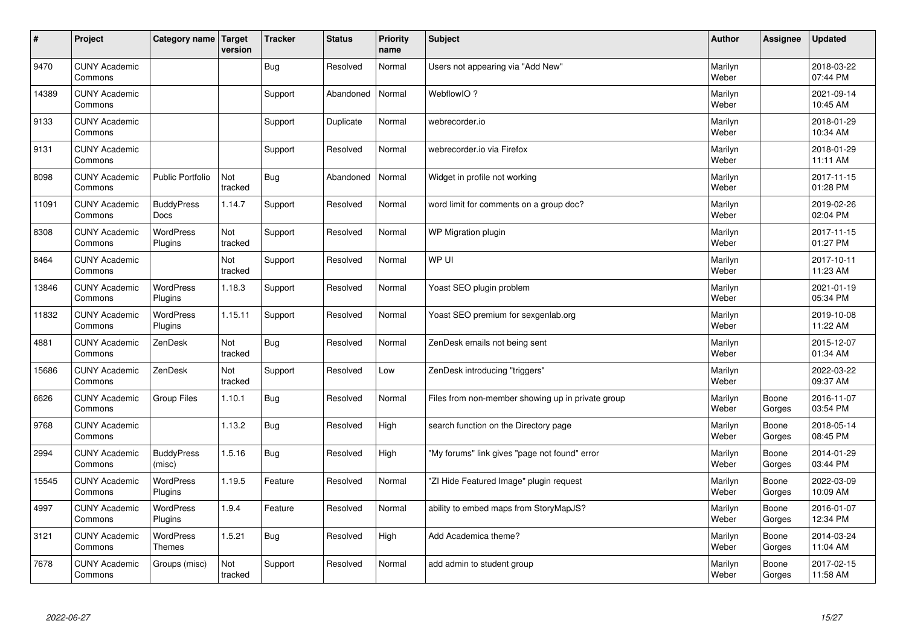| # | Project | Category name | Target version | Tracker | Status | Priority name | Subject | Author | Assignee | Updated |
|---|---|---|---|---|---|---|---|---|---|---|
| 9470 | CUNY Academic Commons | | | Bug | Resolved | Normal | Users not appearing via "Add New" | Marilyn Weber | | 2018-03-22 07:44 PM |
| 14389 | CUNY Academic Commons | | | Support | Abandoned | Normal | WebflowIO ? | Marilyn Weber | | 2021-09-14 10:45 AM |
| 9133 | CUNY Academic Commons | | | Support | Duplicate | Normal | webrecorder.io | Marilyn Weber | | 2018-01-29 10:34 AM |
| 9131 | CUNY Academic Commons | | | Support | Resolved | Normal | webrecorder.io via Firefox | Marilyn Weber | | 2018-01-29 11:11 AM |
| 8098 | CUNY Academic Commons | Public Portfolio | Not tracked | Bug | Abandoned | Normal | Widget in profile not working | Marilyn Weber | | 2017-11-15 01:28 PM |
| 11091 | CUNY Academic Commons | BuddyPress Docs | 1.14.7 | Support | Resolved | Normal | word limit for comments on a group doc? | Marilyn Weber | | 2019-02-26 02:04 PM |
| 8308 | CUNY Academic Commons | WordPress Plugins | Not tracked | Support | Resolved | Normal | WP Migration plugin | Marilyn Weber | | 2017-11-15 01:27 PM |
| 8464 | CUNY Academic Commons | | Not tracked | Support | Resolved | Normal | WP UI | Marilyn Weber | | 2017-10-11 11:23 AM |
| 13846 | CUNY Academic Commons | WordPress Plugins | 1.18.3 | Support | Resolved | Normal | Yoast SEO plugin problem | Marilyn Weber | | 2021-01-19 05:34 PM |
| 11832 | CUNY Academic Commons | WordPress Plugins | 1.15.11 | Support | Resolved | Normal | Yoast SEO premium for sexgenlab.org | Marilyn Weber | | 2019-10-08 11:22 AM |
| 4881 | CUNY Academic Commons | ZenDesk | Not tracked | Bug | Resolved | Normal | ZenDesk emails not being sent | Marilyn Weber | | 2015-12-07 01:34 AM |
| 15686 | CUNY Academic Commons | ZenDesk | Not tracked | Support | Resolved | Low | ZenDesk introducing "triggers" | Marilyn Weber | | 2022-03-22 09:37 AM |
| 6626 | CUNY Academic Commons | Group Files | 1.10.1 | Bug | Resolved | Normal | Files from non-member showing up in private group | Marilyn Weber | Boone Gorges | 2016-11-07 03:54 PM |
| 9768 | CUNY Academic Commons | | 1.13.2 | Bug | Resolved | High | search function on the Directory page | Marilyn Weber | Boone Gorges | 2018-05-14 08:45 PM |
| 2994 | CUNY Academic Commons | BuddyPress (misc) | 1.5.16 | Bug | Resolved | High | "My forums" link gives "page not found" error | Marilyn Weber | Boone Gorges | 2014-01-29 03:44 PM |
| 15545 | CUNY Academic Commons | WordPress Plugins | 1.19.5 | Feature | Resolved | Normal | "ZI Hide Featured Image" plugin request | Marilyn Weber | Boone Gorges | 2022-03-09 10:09 AM |
| 4997 | CUNY Academic Commons | WordPress Plugins | 1.9.4 | Feature | Resolved | Normal | ability to embed maps from StoryMapJS? | Marilyn Weber | Boone Gorges | 2016-01-07 12:34 PM |
| 3121 | CUNY Academic Commons | WordPress Themes | 1.5.21 | Bug | Resolved | High | Add Academica theme? | Marilyn Weber | Boone Gorges | 2014-03-24 11:04 AM |
| 7678 | CUNY Academic Commons | Groups (misc) | Not tracked | Support | Resolved | Normal | add admin to student group | Marilyn Weber | Boone Gorges | 2017-02-15 11:58 AM |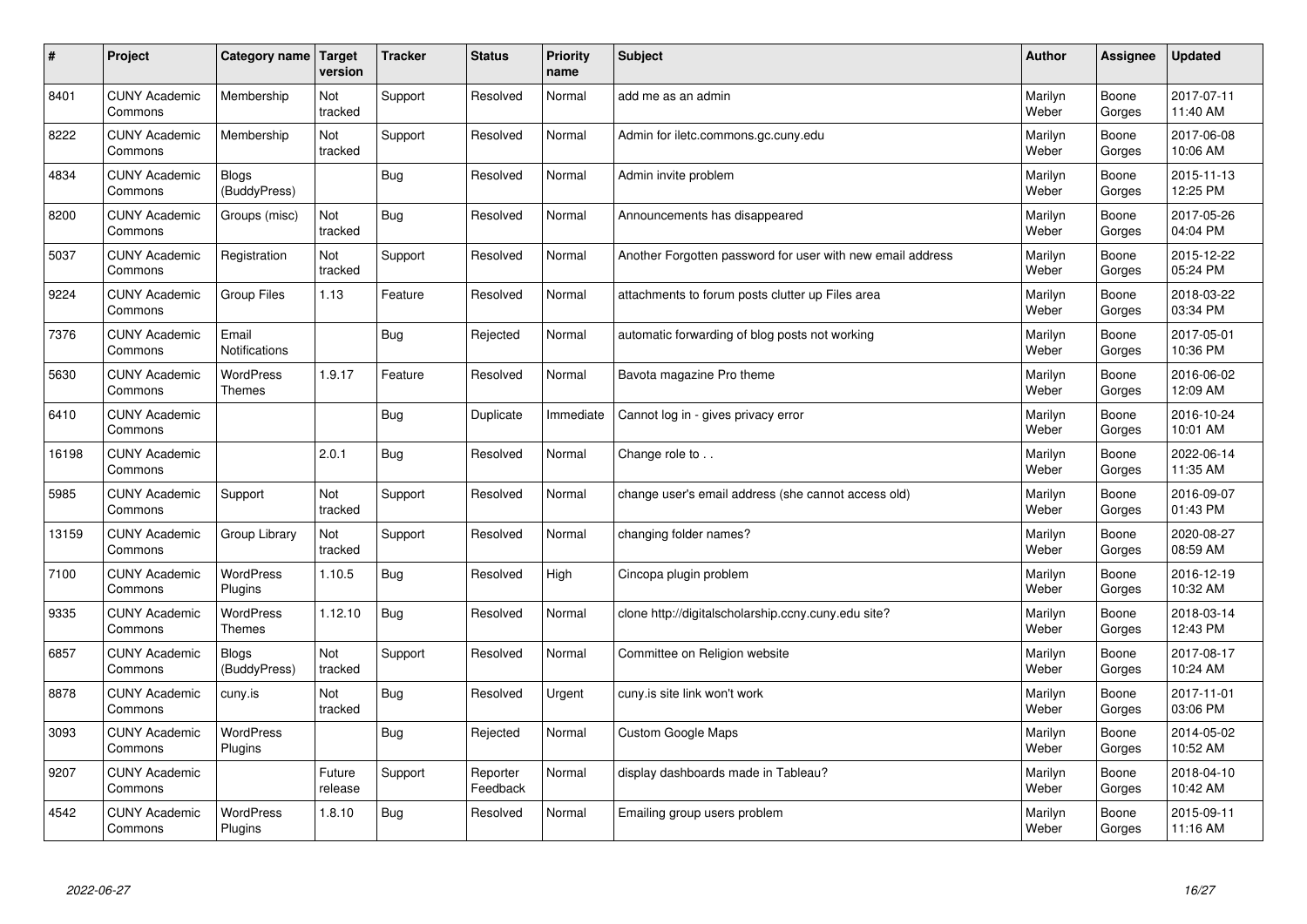| # | Project | Category name | Target version | Tracker | Status | Priority name | Subject | Author | Assignee | Updated |
|---|---|---|---|---|---|---|---|---|---|---|
| 8401 | CUNY Academic Commons | Membership | Not tracked | Support | Resolved | Normal | add me as an admin | Marilyn Weber | Boone Gorges | 2017-07-11 11:40 AM |
| 8222 | CUNY Academic Commons | Membership | Not tracked | Support | Resolved | Normal | Admin for iletc.commons.gc.cuny.edu | Marilyn Weber | Boone Gorges | 2017-06-08 10:06 AM |
| 4834 | CUNY Academic Commons | Blogs (BuddyPress) | | Bug | Resolved | Normal | Admin invite problem | Marilyn Weber | Boone Gorges | 2015-11-13 12:25 PM |
| 8200 | CUNY Academic Commons | Groups (misc) | Not tracked | Bug | Resolved | Normal | Announcements has disappeared | Marilyn Weber | Boone Gorges | 2017-05-26 04:04 PM |
| 5037 | CUNY Academic Commons | Registration | Not tracked | Support | Resolved | Normal | Another Forgotten password for user with new email address | Marilyn Weber | Boone Gorges | 2015-12-22 05:24 PM |
| 9224 | CUNY Academic Commons | Group Files | 1.13 | Feature | Resolved | Normal | attachments to forum posts clutter up Files area | Marilyn Weber | Boone Gorges | 2018-03-22 03:34 PM |
| 7376 | CUNY Academic Commons | Email Notifications | | Bug | Rejected | Normal | automatic forwarding of blog posts not working | Marilyn Weber | Boone Gorges | 2017-05-01 10:36 PM |
| 5630 | CUNY Academic Commons | WordPress Themes | 1.9.17 | Feature | Resolved | Normal | Bavota magazine Pro theme | Marilyn Weber | Boone Gorges | 2016-06-02 12:09 AM |
| 6410 | CUNY Academic Commons | | | Bug | Duplicate | Immediate | Cannot log in - gives privacy error | Marilyn Weber | Boone Gorges | 2016-10-24 10:01 AM |
| 16198 | CUNY Academic Commons | | 2.0.1 | Bug | Resolved | Normal | Change role to . . | Marilyn Weber | Boone Gorges | 2022-06-14 11:35 AM |
| 5985 | CUNY Academic Commons | Support | Not tracked | Support | Resolved | Normal | change user's email address (she cannot access old) | Marilyn Weber | Boone Gorges | 2016-09-07 01:43 PM |
| 13159 | CUNY Academic Commons | Group Library | Not tracked | Support | Resolved | Normal | changing folder names? | Marilyn Weber | Boone Gorges | 2020-08-27 08:59 AM |
| 7100 | CUNY Academic Commons | WordPress Plugins | 1.10.5 | Bug | Resolved | High | Cincopa plugin problem | Marilyn Weber | Boone Gorges | 2016-12-19 10:32 AM |
| 9335 | CUNY Academic Commons | WordPress Themes | 1.12.10 | Bug | Resolved | Normal | clone http://digitalscholarship.ccny.cuny.edu site? | Marilyn Weber | Boone Gorges | 2018-03-14 12:43 PM |
| 6857 | CUNY Academic Commons | Blogs (BuddyPress) | Not tracked | Support | Resolved | Normal | Committee on Religion website | Marilyn Weber | Boone Gorges | 2017-08-17 10:24 AM |
| 8878 | CUNY Academic Commons | cuny.is | Not tracked | Bug | Resolved | Urgent | cuny.is site link won't work | Marilyn Weber | Boone Gorges | 2017-11-01 03:06 PM |
| 3093 | CUNY Academic Commons | WordPress Plugins | | Bug | Rejected | Normal | Custom Google Maps | Marilyn Weber | Boone Gorges | 2014-05-02 10:52 AM |
| 9207 | CUNY Academic Commons | | Future release | Support | Reporter Feedback | Normal | display dashboards made in Tableau? | Marilyn Weber | Boone Gorges | 2018-04-10 10:42 AM |
| 4542 | CUNY Academic Commons | WordPress Plugins | 1.8.10 | Bug | Resolved | Normal | Emailing group users problem | Marilyn Weber | Boone Gorges | 2015-09-11 11:16 AM |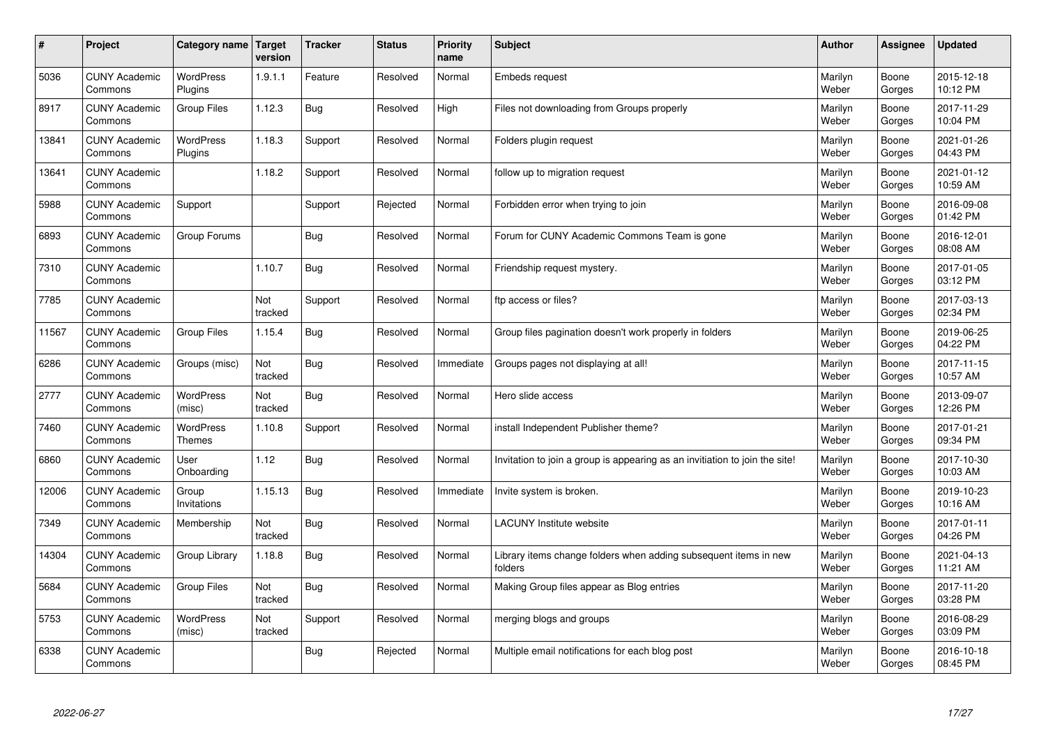| # | Project | Category name | Target version | Tracker | Status | Priority name | Subject | Author | Assignee | Updated |
|---|---|---|---|---|---|---|---|---|---|---|
| 5036 | CUNY Academic Commons | WordPress Plugins | 1.9.1.1 | Feature | Resolved | Normal | Embeds request | Marilyn Weber | Boone Gorges | 2015-12-18 10:12 PM |
| 8917 | CUNY Academic Commons | Group Files | 1.12.3 | Bug | Resolved | High | Files not downloading from Groups properly | Marilyn Weber | Boone Gorges | 2017-11-29 10:04 PM |
| 13841 | CUNY Academic Commons | WordPress Plugins | 1.18.3 | Support | Resolved | Normal | Folders plugin request | Marilyn Weber | Boone Gorges | 2021-01-26 04:43 PM |
| 13641 | CUNY Academic Commons | | 1.18.2 | Support | Resolved | Normal | follow up to migration request | Marilyn Weber | Boone Gorges | 2021-01-12 10:59 AM |
| 5988 | CUNY Academic Commons | Support | | Support | Rejected | Normal | Forbidden error when trying to join | Marilyn Weber | Boone Gorges | 2016-09-08 01:42 PM |
| 6893 | CUNY Academic Commons | Group Forums | | Bug | Resolved | Normal | Forum for CUNY Academic Commons Team is gone | Marilyn Weber | Boone Gorges | 2016-12-01 08:08 AM |
| 7310 | CUNY Academic Commons | | 1.10.7 | Bug | Resolved | Normal | Friendship request mystery. | Marilyn Weber | Boone Gorges | 2017-01-05 03:12 PM |
| 7785 | CUNY Academic Commons | | Not tracked | Support | Resolved | Normal | ftp access or files? | Marilyn Weber | Boone Gorges | 2017-03-13 02:34 PM |
| 11567 | CUNY Academic Commons | Group Files | 1.15.4 | Bug | Resolved | Normal | Group files pagination doesn't work properly in folders | Marilyn Weber | Boone Gorges | 2019-06-25 04:22 PM |
| 6286 | CUNY Academic Commons | Groups (misc) | Not tracked | Bug | Resolved | Immediate | Groups pages not displaying at all! | Marilyn Weber | Boone Gorges | 2017-11-15 10:57 AM |
| 2777 | CUNY Academic Commons | WordPress (misc) | Not tracked | Bug | Resolved | Normal | Hero slide access | Marilyn Weber | Boone Gorges | 2013-09-07 12:26 PM |
| 7460 | CUNY Academic Commons | WordPress Themes | 1.10.8 | Support | Resolved | Normal | install Independent Publisher theme? | Marilyn Weber | Boone Gorges | 2017-01-21 09:34 PM |
| 6860 | CUNY Academic Commons | User Onboarding | 1.12 | Bug | Resolved | Normal | Invitation to join a group is appearing as an invitiation to join the site! | Marilyn Weber | Boone Gorges | 2017-10-30 10:03 AM |
| 12006 | CUNY Academic Commons | Group Invitations | 1.15.13 | Bug | Resolved | Immediate | Invite system is broken. | Marilyn Weber | Boone Gorges | 2019-10-23 10:16 AM |
| 7349 | CUNY Academic Commons | Membership | Not tracked | Bug | Resolved | Normal | LACUNY Institute website | Marilyn Weber | Boone Gorges | 2017-01-11 04:26 PM |
| 14304 | CUNY Academic Commons | Group Library | 1.18.8 | Bug | Resolved | Normal | Library items change folders when adding subsequent items in new folders | Marilyn Weber | Boone Gorges | 2021-04-13 11:21 AM |
| 5684 | CUNY Academic Commons | Group Files | Not tracked | Bug | Resolved | Normal | Making Group files appear as Blog entries | Marilyn Weber | Boone Gorges | 2017-11-20 03:28 PM |
| 5753 | CUNY Academic Commons | WordPress (misc) | Not tracked | Support | Resolved | Normal | merging blogs and groups | Marilyn Weber | Boone Gorges | 2016-08-29 03:09 PM |
| 6338 | CUNY Academic Commons | | | Bug | Rejected | Normal | Multiple email notifications for each blog post | Marilyn Weber | Boone Gorges | 2016-10-18 08:45 PM |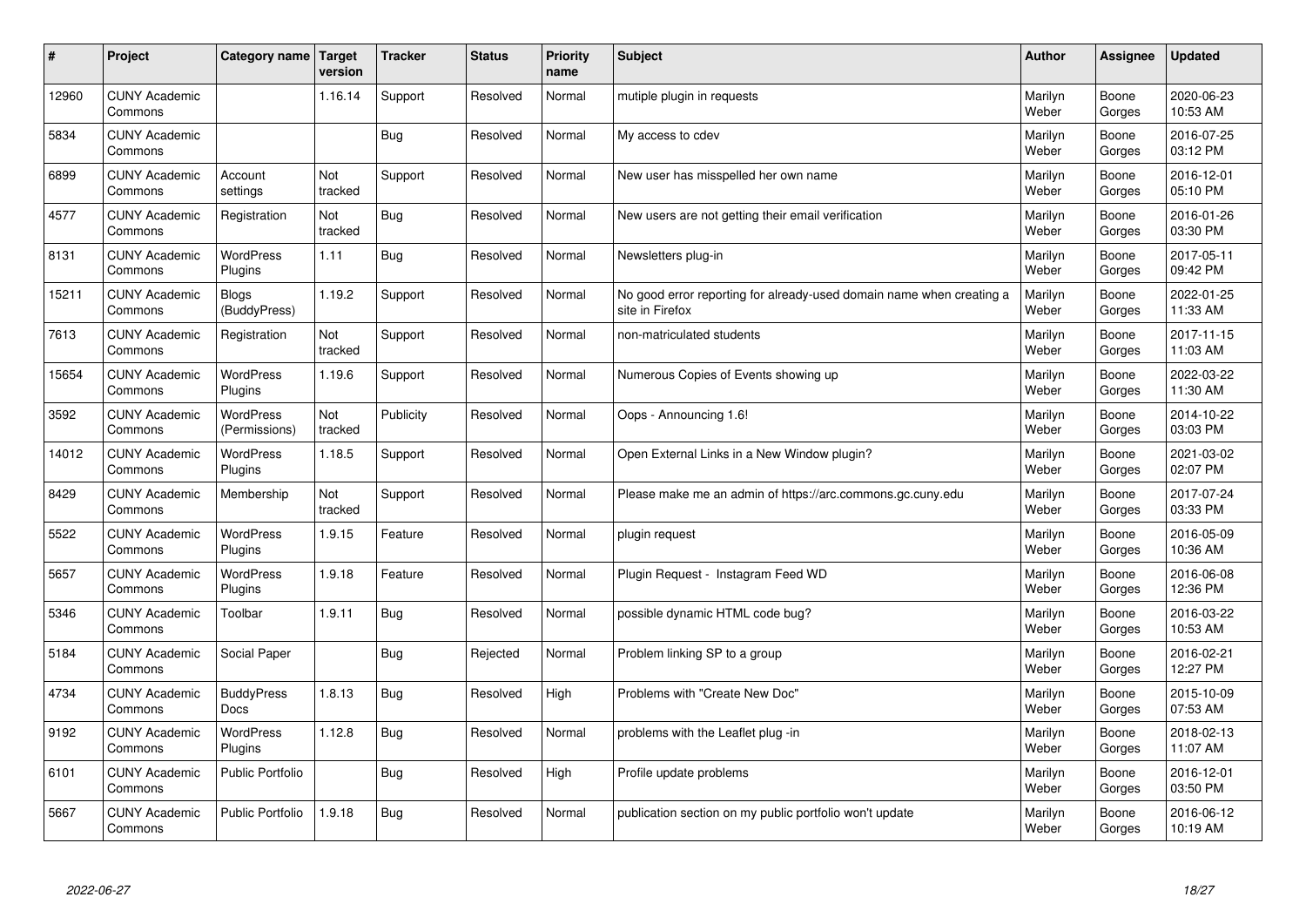| # | Project | Category name | Target version | Tracker | Status | Priority name | Subject | Author | Assignee | Updated |
|---|---|---|---|---|---|---|---|---|---|---|
| 12960 | CUNY Academic Commons | | 1.16.14 | Support | Resolved | Normal | mutiple plugin in requests | Marilyn Weber | Boone Gorges | 2020-06-23 10:53 AM |
| 5834 | CUNY Academic Commons | | | Bug | Resolved | Normal | My access to cdev | Marilyn Weber | Boone Gorges | 2016-07-25 03:12 PM |
| 6899 | CUNY Academic Commons | Account settings | Not tracked | Support | Resolved | Normal | New user has misspelled her own name | Marilyn Weber | Boone Gorges | 2016-12-01 05:10 PM |
| 4577 | CUNY Academic Commons | Registration | Not tracked | Bug | Resolved | Normal | New users are not getting their email verification | Marilyn Weber | Boone Gorges | 2016-01-26 03:30 PM |
| 8131 | CUNY Academic Commons | WordPress Plugins | 1.11 | Bug | Resolved | Normal | Newsletters plug-in | Marilyn Weber | Boone Gorges | 2017-05-11 09:42 PM |
| 15211 | CUNY Academic Commons | Blogs (BuddyPress) | 1.19.2 | Support | Resolved | Normal | No good error reporting for already-used domain name when creating a site in Firefox | Marilyn Weber | Boone Gorges | 2022-01-25 11:33 AM |
| 7613 | CUNY Academic Commons | Registration | Not tracked | Support | Resolved | Normal | non-matriculated students | Marilyn Weber | Boone Gorges | 2017-11-15 11:03 AM |
| 15654 | CUNY Academic Commons | WordPress Plugins | 1.19.6 | Support | Resolved | Normal | Numerous Copies of Events showing up | Marilyn Weber | Boone Gorges | 2022-03-22 11:30 AM |
| 3592 | CUNY Academic Commons | WordPress (Permissions) | Not tracked | Publicity | Resolved | Normal | Oops - Announcing 1.6! | Marilyn Weber | Boone Gorges | 2014-10-22 03:03 PM |
| 14012 | CUNY Academic Commons | WordPress Plugins | 1.18.5 | Support | Resolved | Normal | Open External Links in a New Window plugin? | Marilyn Weber | Boone Gorges | 2021-03-02 02:07 PM |
| 8429 | CUNY Academic Commons | Membership | Not tracked | Support | Resolved | Normal | Please make me an admin of https://arc.commons.gc.cuny.edu | Marilyn Weber | Boone Gorges | 2017-07-24 03:33 PM |
| 5522 | CUNY Academic Commons | WordPress Plugins | 1.9.15 | Feature | Resolved | Normal | plugin request | Marilyn Weber | Boone Gorges | 2016-05-09 10:36 AM |
| 5657 | CUNY Academic Commons | WordPress Plugins | 1.9.18 | Feature | Resolved | Normal | Plugin Request - Instagram Feed WD | Marilyn Weber | Boone Gorges | 2016-06-08 12:36 PM |
| 5346 | CUNY Academic Commons | Toolbar | 1.9.11 | Bug | Resolved | Normal | possible dynamic HTML code bug? | Marilyn Weber | Boone Gorges | 2016-03-22 10:53 AM |
| 5184 | CUNY Academic Commons | Social Paper | | Bug | Rejected | Normal | Problem linking SP to a group | Marilyn Weber | Boone Gorges | 2016-02-21 12:27 PM |
| 4734 | CUNY Academic Commons | BuddyPress Docs | 1.8.13 | Bug | Resolved | High | Problems with "Create New Doc" | Marilyn Weber | Boone Gorges | 2015-10-09 07:53 AM |
| 9192 | CUNY Academic Commons | WordPress Plugins | 1.12.8 | Bug | Resolved | Normal | problems with the Leaflet plug -in | Marilyn Weber | Boone Gorges | 2018-02-13 11:07 AM |
| 6101 | CUNY Academic Commons | Public Portfolio | | Bug | Resolved | High | Profile update problems | Marilyn Weber | Boone Gorges | 2016-12-01 03:50 PM |
| 5667 | CUNY Academic Commons | Public Portfolio | 1.9.18 | Bug | Resolved | Normal | publication section on my public portfolio won't update | Marilyn Weber | Boone Gorges | 2016-06-12 10:19 AM |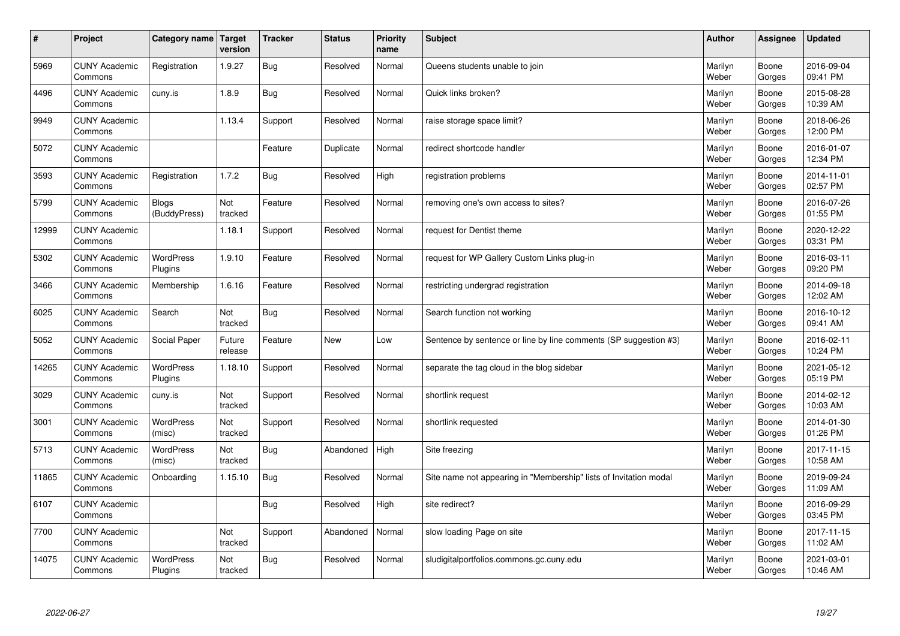| # | Project | Category name | Target version | Tracker | Status | Priority name | Subject | Author | Assignee | Updated |
|---|---|---|---|---|---|---|---|---|---|---|
| 5969 | CUNY Academic Commons | Registration | 1.9.27 | Bug | Resolved | Normal | Queens students unable to join | Marilyn Weber | Boone Gorges | 2016-09-04 09:41 PM |
| 4496 | CUNY Academic Commons | cuny.is | 1.8.9 | Bug | Resolved | Normal | Quick links broken? | Marilyn Weber | Boone Gorges | 2015-08-28 10:39 AM |
| 9949 | CUNY Academic Commons | | 1.13.4 | Support | Resolved | Normal | raise storage space limit? | Marilyn Weber | Boone Gorges | 2018-06-26 12:00 PM |
| 5072 | CUNY Academic Commons | | | Feature | Duplicate | Normal | redirect shortcode handler | Marilyn Weber | Boone Gorges | 2016-01-07 12:34 PM |
| 3593 | CUNY Academic Commons | Registration | 1.7.2 | Bug | Resolved | High | registration problems | Marilyn Weber | Boone Gorges | 2014-11-01 02:57 PM |
| 5799 | CUNY Academic Commons | Blogs (BuddyPress) | Not tracked | Feature | Resolved | Normal | removing one's own access to sites? | Marilyn Weber | Boone Gorges | 2016-07-26 01:55 PM |
| 12999 | CUNY Academic Commons | | 1.18.1 | Support | Resolved | Normal | request for Dentist theme | Marilyn Weber | Boone Gorges | 2020-12-22 03:31 PM |
| 5302 | CUNY Academic Commons | WordPress Plugins | 1.9.10 | Feature | Resolved | Normal | request for WP Gallery Custom Links plug-in | Marilyn Weber | Boone Gorges | 2016-03-11 09:20 PM |
| 3466 | CUNY Academic Commons | Membership | 1.6.16 | Feature | Resolved | Normal | restricting undergrad registration | Marilyn Weber | Boone Gorges | 2014-09-18 12:02 AM |
| 6025 | CUNY Academic Commons | Search | Not tracked | Bug | Resolved | Normal | Search function not working | Marilyn Weber | Boone Gorges | 2016-10-12 09:41 AM |
| 5052 | CUNY Academic Commons | Social Paper | Future release | Feature | New | Low | Sentence by sentence or line by line comments (SP suggestion #3) | Marilyn Weber | Boone Gorges | 2016-02-11 10:24 PM |
| 14265 | CUNY Academic Commons | WordPress Plugins | 1.18.10 | Support | Resolved | Normal | separate the tag cloud in the blog sidebar | Marilyn Weber | Boone Gorges | 2021-05-12 05:19 PM |
| 3029 | CUNY Academic Commons | cuny.is | Not tracked | Support | Resolved | Normal | shortlink request | Marilyn Weber | Boone Gorges | 2014-02-12 10:03 AM |
| 3001 | CUNY Academic Commons | WordPress (misc) | Not tracked | Support | Resolved | Normal | shortlink requested | Marilyn Weber | Boone Gorges | 2014-01-30 01:26 PM |
| 5713 | CUNY Academic Commons | WordPress (misc) | Not tracked | Bug | Abandoned | High | Site freezing | Marilyn Weber | Boone Gorges | 2017-11-15 10:58 AM |
| 11865 | CUNY Academic Commons | Onboarding | 1.15.10 | Bug | Resolved | Normal | Site name not appearing in "Membership" lists of Invitation modal | Marilyn Weber | Boone Gorges | 2019-09-24 11:09 AM |
| 6107 | CUNY Academic Commons | | | Bug | Resolved | High | site redirect? | Marilyn Weber | Boone Gorges | 2016-09-29 03:45 PM |
| 7700 | CUNY Academic Commons | | Not tracked | Support | Abandoned | Normal | slow loading Page on site | Marilyn Weber | Boone Gorges | 2017-11-15 11:02 AM |
| 14075 | CUNY Academic Commons | WordPress Plugins | Not tracked | Bug | Resolved | Normal | sludigitalportfolios.commons.gc.cuny.edu | Marilyn Weber | Boone Gorges | 2021-03-01 10:46 AM |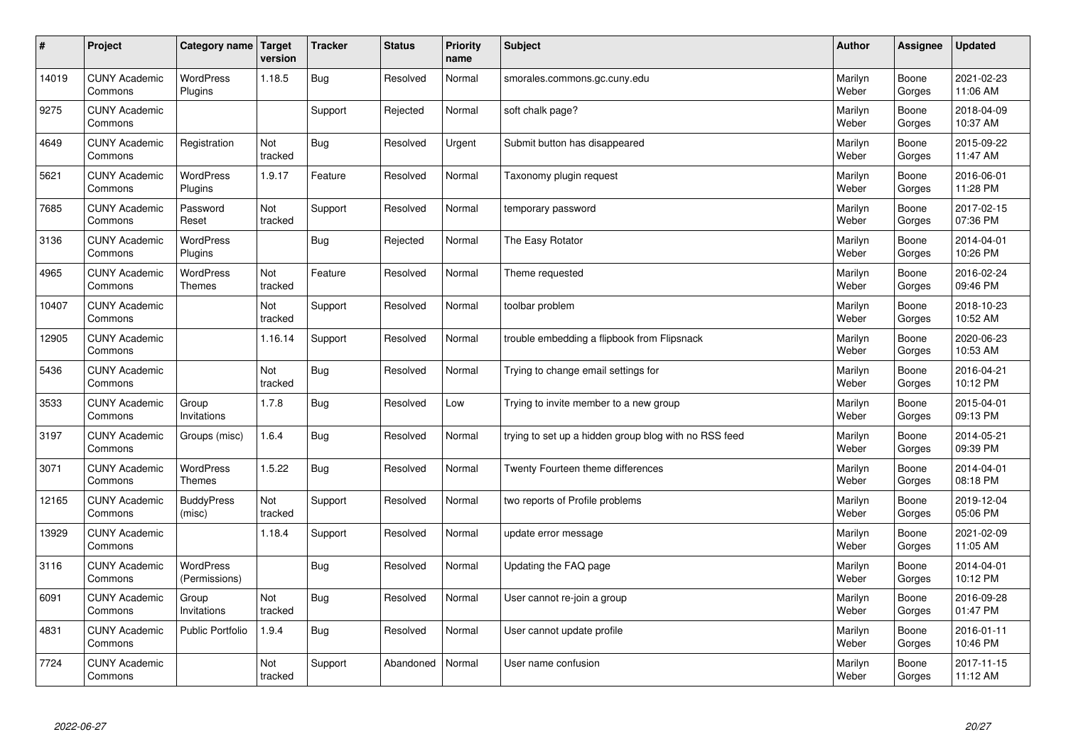| # | Project | Category name | Target version | Tracker | Status | Priority name | Subject | Author | Assignee | Updated |
|---|---|---|---|---|---|---|---|---|---|---|
| 14019 | CUNY Academic Commons | WordPress Plugins | 1.18.5 | Bug | Resolved | Normal | smorales.commons.gc.cuny.edu | Marilyn Weber | Boone Gorges | 2021-02-23 11:06 AM |
| 9275 | CUNY Academic Commons | | | Support | Rejected | Normal | soft chalk page? | Marilyn Weber | Boone Gorges | 2018-04-09 10:37 AM |
| 4649 | CUNY Academic Commons | Registration | Not tracked | Bug | Resolved | Urgent | Submit button has disappeared | Marilyn Weber | Boone Gorges | 2015-09-22 11:47 AM |
| 5621 | CUNY Academic Commons | WordPress Plugins | 1.9.17 | Feature | Resolved | Normal | Taxonomy plugin request | Marilyn Weber | Boone Gorges | 2016-06-01 11:28 PM |
| 7685 | CUNY Academic Commons | Password Reset | Not tracked | Support | Resolved | Normal | temporary password | Marilyn Weber | Boone Gorges | 2017-02-15 07:36 PM |
| 3136 | CUNY Academic Commons | WordPress Plugins | | Bug | Rejected | Normal | The Easy Rotator | Marilyn Weber | Boone Gorges | 2014-04-01 10:26 PM |
| 4965 | CUNY Academic Commons | WordPress Themes | Not tracked | Feature | Resolved | Normal | Theme requested | Marilyn Weber | Boone Gorges | 2016-02-24 09:46 PM |
| 10407 | CUNY Academic Commons | | Not tracked | Support | Resolved | Normal | toolbar problem | Marilyn Weber | Boone Gorges | 2018-10-23 10:52 AM |
| 12905 | CUNY Academic Commons | | 1.16.14 | Support | Resolved | Normal | trouble embedding a flipbook from Flipsnack | Marilyn Weber | Boone Gorges | 2020-06-23 10:53 AM |
| 5436 | CUNY Academic Commons | | Not tracked | Bug | Resolved | Normal | Trying to change email settings for | Marilyn Weber | Boone Gorges | 2016-04-21 10:12 PM |
| 3533 | CUNY Academic Commons | Group Invitations | 1.7.8 | Bug | Resolved | Low | Trying to invite member to a new group | Marilyn Weber | Boone Gorges | 2015-04-01 09:13 PM |
| 3197 | CUNY Academic Commons | Groups (misc) | 1.6.4 | Bug | Resolved | Normal | trying to set up a hidden group blog with no RSS feed | Marilyn Weber | Boone Gorges | 2014-05-21 09:39 PM |
| 3071 | CUNY Academic Commons | WordPress Themes | 1.5.22 | Bug | Resolved | Normal | Twenty Fourteen theme differences | Marilyn Weber | Boone Gorges | 2014-04-01 08:18 PM |
| 12165 | CUNY Academic Commons | BuddyPress (misc) | Not tracked | Support | Resolved | Normal | two reports of Profile problems | Marilyn Weber | Boone Gorges | 2019-12-04 05:06 PM |
| 13929 | CUNY Academic Commons | | 1.18.4 | Support | Resolved | Normal | update error message | Marilyn Weber | Boone Gorges | 2021-02-09 11:05 AM |
| 3116 | CUNY Academic Commons | WordPress (Permissions) | | Bug | Resolved | Normal | Updating the FAQ page | Marilyn Weber | Boone Gorges | 2014-04-01 10:12 PM |
| 6091 | CUNY Academic Commons | Group Invitations | Not tracked | Bug | Resolved | Normal | User cannot re-join a group | Marilyn Weber | Boone Gorges | 2016-09-28 01:47 PM |
| 4831 | CUNY Academic Commons | Public Portfolio | 1.9.4 | Bug | Resolved | Normal | User cannot update profile | Marilyn Weber | Boone Gorges | 2016-01-11 10:46 PM |
| 7724 | CUNY Academic Commons | | Not tracked | Support | Abandoned | Normal | User name confusion | Marilyn Weber | Boone Gorges | 2017-11-15 11:12 AM |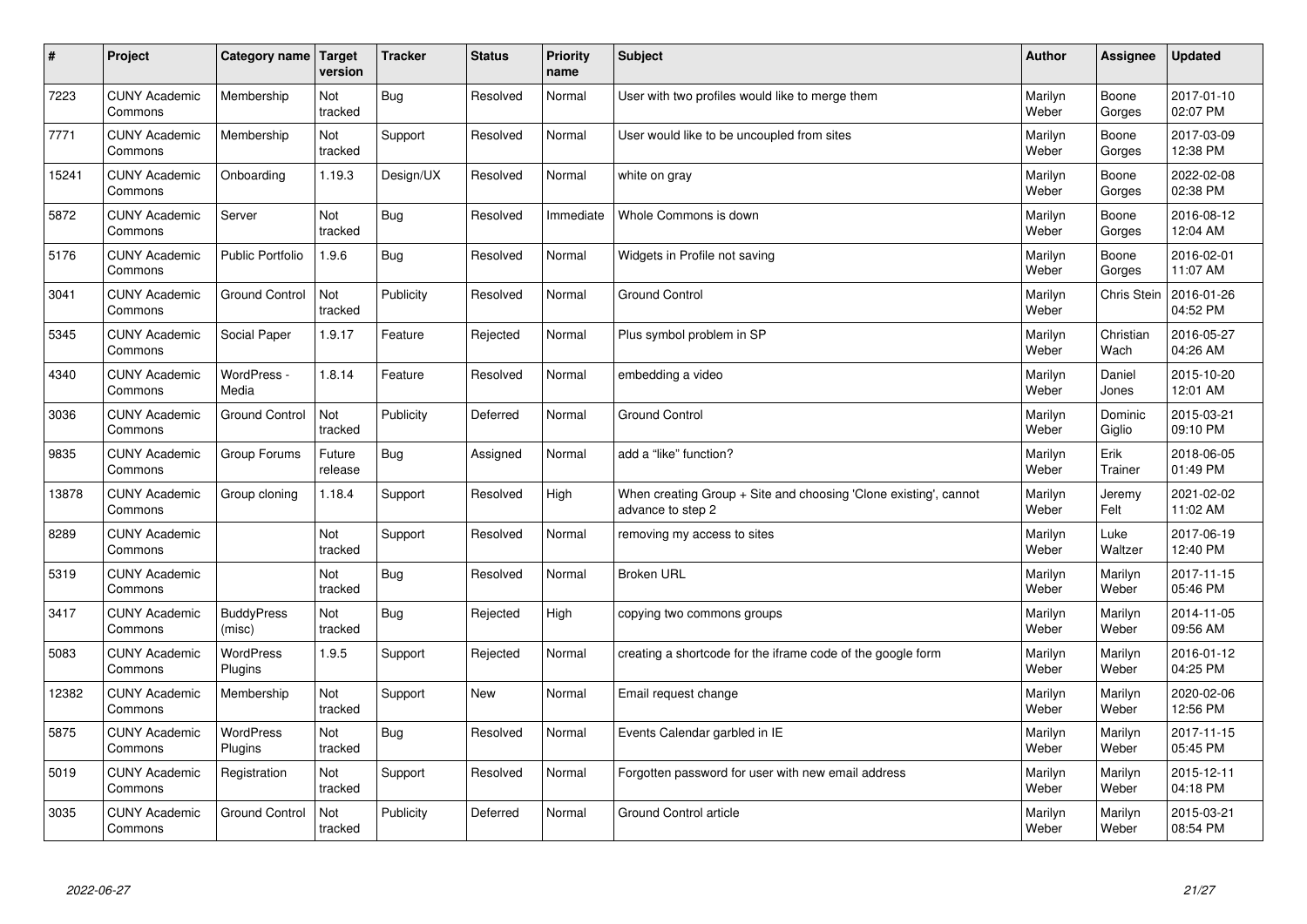| # | Project | Category name | Target version | Tracker | Status | Priority name | Subject | Author | Assignee | Updated |
|---|---|---|---|---|---|---|---|---|---|---|
| 7223 | CUNY Academic Commons | Membership | Not tracked | Bug | Resolved | Normal | User with two profiles would like to merge them | Marilyn Weber | Boone Gorges | 2017-01-10 02:07 PM |
| 7771 | CUNY Academic Commons | Membership | Not tracked | Support | Resolved | Normal | User would like to be uncoupled from sites | Marilyn Weber | Boone Gorges | 2017-03-09 12:38 PM |
| 15241 | CUNY Academic Commons | Onboarding | 1.19.3 | Design/UX | Resolved | Normal | white on gray | Marilyn Weber | Boone Gorges | 2022-02-08 02:38 PM |
| 5872 | CUNY Academic Commons | Server | Not tracked | Bug | Resolved | Immediate | Whole Commons is down | Marilyn Weber | Boone Gorges | 2016-08-12 12:04 AM |
| 5176 | CUNY Academic Commons | Public Portfolio | 1.9.6 | Bug | Resolved | Normal | Widgets in Profile not saving | Marilyn Weber | Boone Gorges | 2016-02-01 11:07 AM |
| 3041 | CUNY Academic Commons | Ground Control | Not tracked | Publicity | Resolved | Normal | Ground Control | Marilyn Weber | Chris Stein | 2016-01-26 04:52 PM |
| 5345 | CUNY Academic Commons | Social Paper | 1.9.17 | Feature | Rejected | Normal | Plus symbol problem in SP | Marilyn Weber | Christian Wach | 2016-05-27 04:26 AM |
| 4340 | CUNY Academic Commons | WordPress - Media | 1.8.14 | Feature | Resolved | Normal | embedding a video | Marilyn Weber | Daniel Jones | 2015-10-20 12:01 AM |
| 3036 | CUNY Academic Commons | Ground Control | Not tracked | Publicity | Deferred | Normal | Ground Control | Marilyn Weber | Dominic Giglio | 2015-03-21 09:10 PM |
| 9835 | CUNY Academic Commons | Group Forums | Future release | Bug | Assigned | Normal | add a "like" function? | Marilyn Weber | Erik Trainer | 2018-06-05 01:49 PM |
| 13878 | CUNY Academic Commons | Group cloning | 1.18.4 | Support | Resolved | High | When creating Group + Site and choosing 'Clone existing', cannot advance to step 2 | Marilyn Weber | Jeremy Felt | 2021-02-02 11:02 AM |
| 8289 | CUNY Academic Commons | | Not tracked | Support | Resolved | Normal | removing my access to sites | Marilyn Weber | Luke Waltzer | 2017-06-19 12:40 PM |
| 5319 | CUNY Academic Commons | | Not tracked | Bug | Resolved | Normal | Broken URL | Marilyn Weber | Marilyn Weber | 2017-11-15 05:46 PM |
| 3417 | CUNY Academic Commons | BuddyPress (misc) | Not tracked | Bug | Rejected | High | copying two commons groups | Marilyn Weber | Marilyn Weber | 2014-11-05 09:56 AM |
| 5083 | CUNY Academic Commons | WordPress Plugins | 1.9.5 | Support | Rejected | Normal | creating a shortcode for the iframe code of the google form | Marilyn Weber | Marilyn Weber | 2016-01-12 04:25 PM |
| 12382 | CUNY Academic Commons | Membership | Not tracked | Support | New | Normal | Email request change | Marilyn Weber | Marilyn Weber | 2020-02-06 12:56 PM |
| 5875 | CUNY Academic Commons | WordPress Plugins | Not tracked | Bug | Resolved | Normal | Events Calendar garbled in IE | Marilyn Weber | Marilyn Weber | 2017-11-15 05:45 PM |
| 5019 | CUNY Academic Commons | Registration | Not tracked | Support | Resolved | Normal | Forgotten password for user with new email address | Marilyn Weber | Marilyn Weber | 2015-12-11 04:18 PM |
| 3035 | CUNY Academic Commons | Ground Control | Not tracked | Publicity | Deferred | Normal | Ground Control article | Marilyn Weber | Marilyn Weber | 2015-03-21 08:54 PM |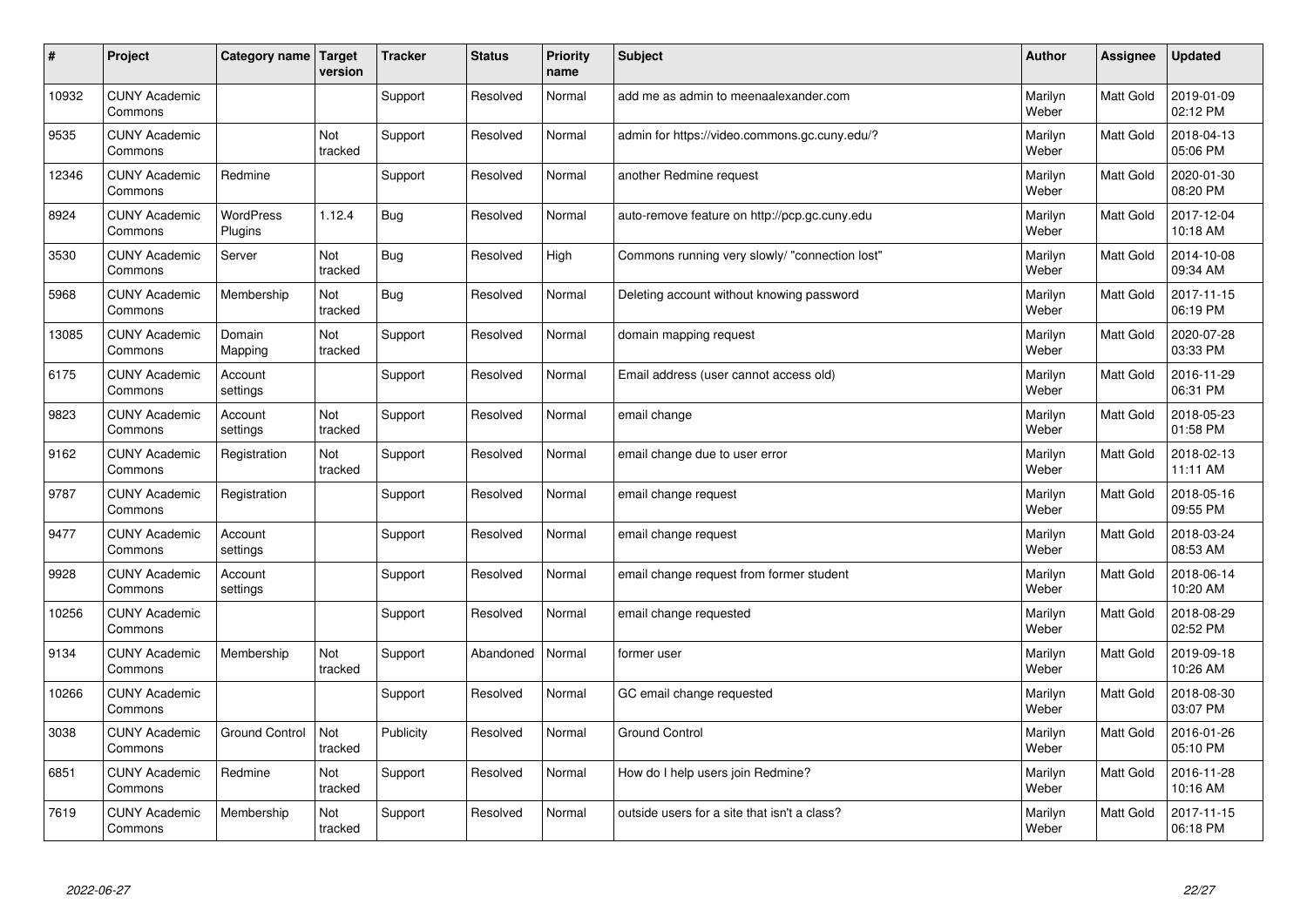| # | Project | Category name | Target version | Tracker | Status | Priority name | Subject | Author | Assignee | Updated |
|---|---|---|---|---|---|---|---|---|---|---|
| 10932 | CUNY Academic Commons | | | Support | Resolved | Normal | add me as admin to meenaalexander.com | Marilyn Weber | Matt Gold | 2019-01-09 02:12 PM |
| 9535 | CUNY Academic Commons | | Not tracked | Support | Resolved | Normal | admin for https://video.commons.gc.cuny.edu/? | Marilyn Weber | Matt Gold | 2018-04-13 05:06 PM |
| 12346 | CUNY Academic Commons | Redmine | | Support | Resolved | Normal | another Redmine request | Marilyn Weber | Matt Gold | 2020-01-30 08:20 PM |
| 8924 | CUNY Academic Commons | WordPress Plugins | 1.12.4 | Bug | Resolved | Normal | auto-remove feature on http://pcp.gc.cuny.edu | Marilyn Weber | Matt Gold | 2017-12-04 10:18 AM |
| 3530 | CUNY Academic Commons | Server | Not tracked | Bug | Resolved | High | Commons running very slowly/ "connection lost" | Marilyn Weber | Matt Gold | 2014-10-08 09:34 AM |
| 5968 | CUNY Academic Commons | Membership | Not tracked | Bug | Resolved | Normal | Deleting account without knowing password | Marilyn Weber | Matt Gold | 2017-11-15 06:19 PM |
| 13085 | CUNY Academic Commons | Domain Mapping | Not tracked | Support | Resolved | Normal | domain mapping request | Marilyn Weber | Matt Gold | 2020-07-28 03:33 PM |
| 6175 | CUNY Academic Commons | Account settings | | Support | Resolved | Normal | Email address (user cannot access old) | Marilyn Weber | Matt Gold | 2016-11-29 06:31 PM |
| 9823 | CUNY Academic Commons | Account settings | Not tracked | Support | Resolved | Normal | email change | Marilyn Weber | Matt Gold | 2018-05-23 01:58 PM |
| 9162 | CUNY Academic Commons | Registration | Not tracked | Support | Resolved | Normal | email change due to user error | Marilyn Weber | Matt Gold | 2018-02-13 11:11 AM |
| 9787 | CUNY Academic Commons | Registration | | Support | Resolved | Normal | email change request | Marilyn Weber | Matt Gold | 2018-05-16 09:55 PM |
| 9477 | CUNY Academic Commons | Account settings | | Support | Resolved | Normal | email change request | Marilyn Weber | Matt Gold | 2018-03-24 08:53 AM |
| 9928 | CUNY Academic Commons | Account settings | | Support | Resolved | Normal | email change request from former student | Marilyn Weber | Matt Gold | 2018-06-14 10:20 AM |
| 10256 | CUNY Academic Commons | | | Support | Resolved | Normal | email change requested | Marilyn Weber | Matt Gold | 2018-08-29 02:52 PM |
| 9134 | CUNY Academic Commons | Membership | Not tracked | Support | Abandoned | Normal | former user | Marilyn Weber | Matt Gold | 2019-09-18 10:26 AM |
| 10266 | CUNY Academic Commons | | | Support | Resolved | Normal | GC email change requested | Marilyn Weber | Matt Gold | 2018-08-30 03:07 PM |
| 3038 | CUNY Academic Commons | Ground Control | Not tracked | Publicity | Resolved | Normal | Ground Control | Marilyn Weber | Matt Gold | 2016-01-26 05:10 PM |
| 6851 | CUNY Academic Commons | Redmine | Not tracked | Support | Resolved | Normal | How do I help users join Redmine? | Marilyn Weber | Matt Gold | 2016-11-28 10:16 AM |
| 7619 | CUNY Academic Commons | Membership | Not tracked | Support | Resolved | Normal | outside users for a site that isn't a class? | Marilyn Weber | Matt Gold | 2017-11-15 06:18 PM |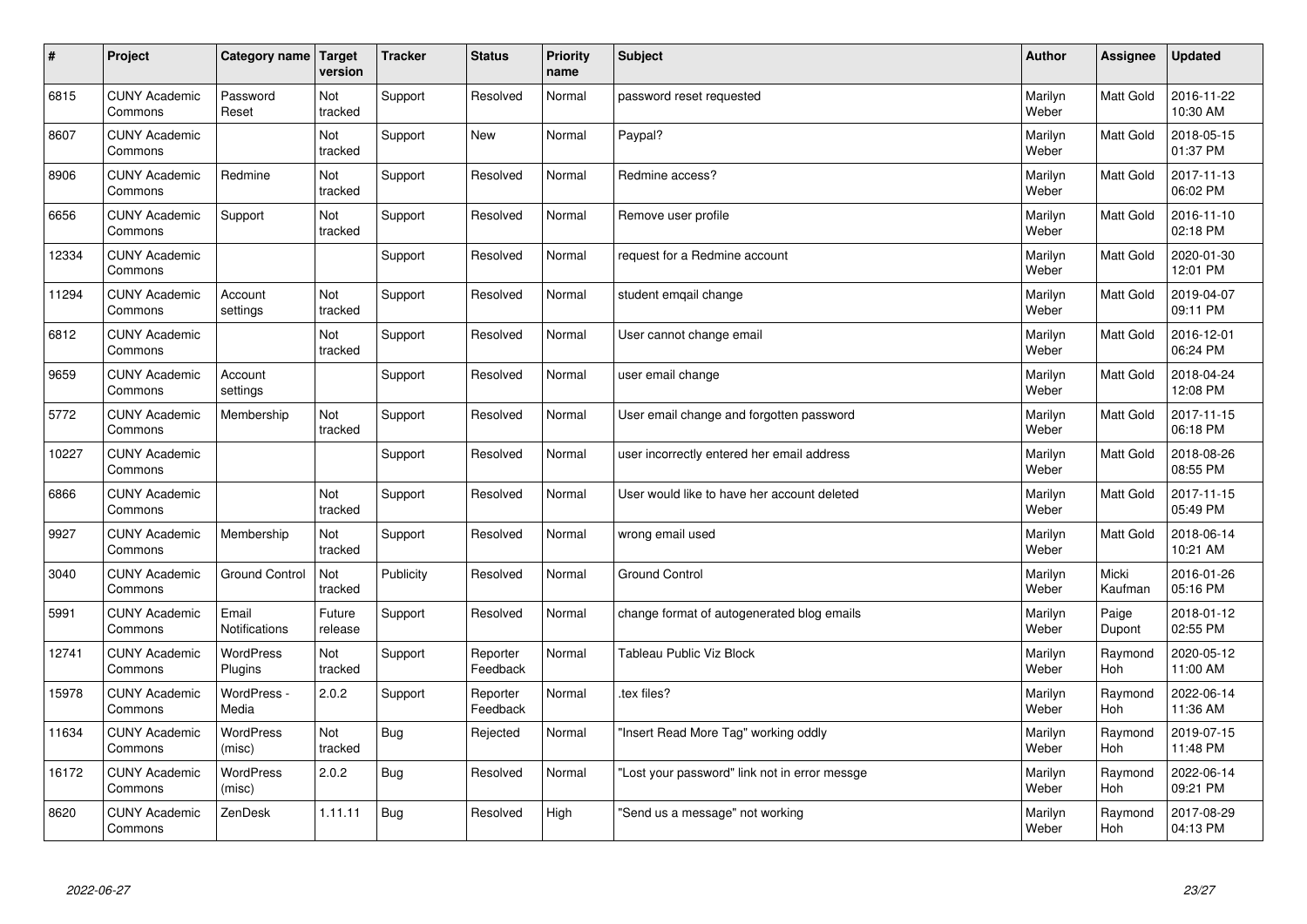| # | Project | Category name | Target version | Tracker | Status | Priority name | Subject | Author | Assignee | Updated |
|---|---|---|---|---|---|---|---|---|---|---|
| 6815 | CUNY Academic Commons | Password Reset | Not tracked | Support | Resolved | Normal | password reset requested | Marilyn Weber | Matt Gold | 2016-11-22 10:30 AM |
| 8607 | CUNY Academic Commons | | Not tracked | Support | New | Normal | Paypal? | Marilyn Weber | Matt Gold | 2018-05-15 01:37 PM |
| 8906 | CUNY Academic Commons | Redmine | Not tracked | Support | Resolved | Normal | Redmine access? | Marilyn Weber | Matt Gold | 2017-11-13 06:02 PM |
| 6656 | CUNY Academic Commons | Support | Not tracked | Support | Resolved | Normal | Remove user profile | Marilyn Weber | Matt Gold | 2016-11-10 02:18 PM |
| 12334 | CUNY Academic Commons | | | Support | Resolved | Normal | request for a Redmine account | Marilyn Weber | Matt Gold | 2020-01-30 12:01 PM |
| 11294 | CUNY Academic Commons | Account settings | Not tracked | Support | Resolved | Normal | student emqail change | Marilyn Weber | Matt Gold | 2019-04-07 09:11 PM |
| 6812 | CUNY Academic Commons | | Not tracked | Support | Resolved | Normal | User cannot change email | Marilyn Weber | Matt Gold | 2016-12-01 06:24 PM |
| 9659 | CUNY Academic Commons | Account settings | | Support | Resolved | Normal | user email change | Marilyn Weber | Matt Gold | 2018-04-24 12:08 PM |
| 5772 | CUNY Academic Commons | Membership | Not tracked | Support | Resolved | Normal | User email change and forgotten password | Marilyn Weber | Matt Gold | 2017-11-15 06:18 PM |
| 10227 | CUNY Academic Commons | | | Support | Resolved | Normal | user incorrectly entered her email address | Marilyn Weber | Matt Gold | 2018-08-26 08:55 PM |
| 6866 | CUNY Academic Commons | | Not tracked | Support | Resolved | Normal | User would like to have her account deleted | Marilyn Weber | Matt Gold | 2017-11-15 05:49 PM |
| 9927 | CUNY Academic Commons | Membership | Not tracked | Support | Resolved | Normal | wrong email used | Marilyn Weber | Matt Gold | 2018-06-14 10:21 AM |
| 3040 | CUNY Academic Commons | Ground Control | Not tracked | Publicity | Resolved | Normal | Ground Control | Marilyn Weber | Micki Kaufman | 2016-01-26 05:16 PM |
| 5991 | CUNY Academic Commons | Email Notifications | Future release | Support | Resolved | Normal | change format of autogenerated blog emails | Marilyn Weber | Paige Dupont | 2018-01-12 02:55 PM |
| 12741 | CUNY Academic Commons | WordPress Plugins | Not tracked | Support | Reporter Feedback | Normal | Tableau Public Viz Block | Marilyn Weber | Raymond Hoh | 2020-05-12 11:00 AM |
| 15978 | CUNY Academic Commons | WordPress - Media | 2.0.2 | Support | Reporter Feedback | Normal | .tex files? | Marilyn Weber | Raymond Hoh | 2022-06-14 11:36 AM |
| 11634 | CUNY Academic Commons | WordPress (misc) | Not tracked | Bug | Rejected | Normal | "Insert Read More Tag" working oddly | Marilyn Weber | Raymond Hoh | 2019-07-15 11:48 PM |
| 16172 | CUNY Academic Commons | WordPress (misc) | 2.0.2 | Bug | Resolved | Normal | "Lost your password" link not in error messge | Marilyn Weber | Raymond Hoh | 2022-06-14 09:21 PM |
| 8620 | CUNY Academic Commons | ZenDesk | 1.11.11 | Bug | Resolved | High | "Send us a message" not working | Marilyn Weber | Raymond Hoh | 2017-08-29 04:13 PM |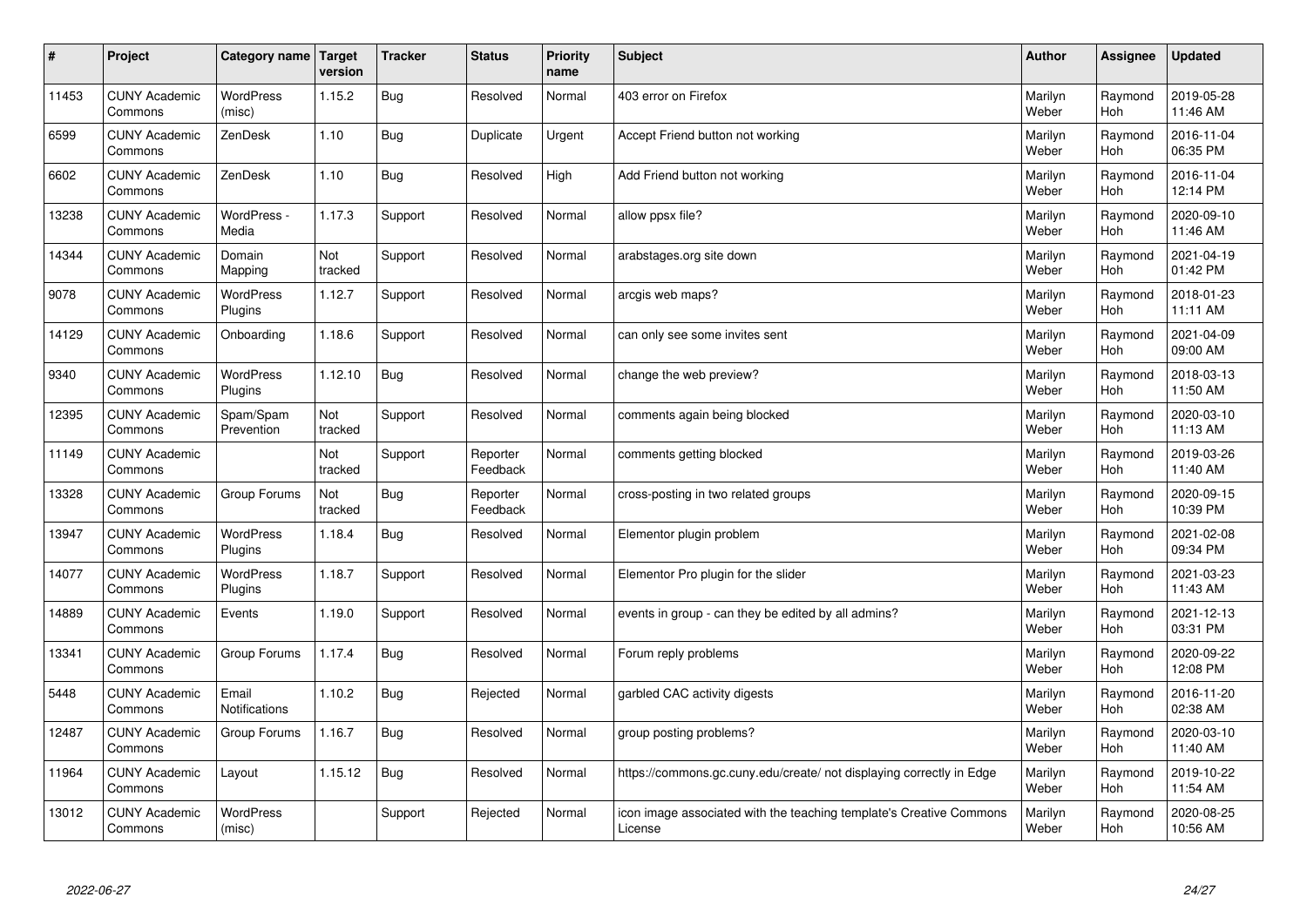| # | Project | Category name | Target version | Tracker | Status | Priority name | Subject | Author | Assignee | Updated |
|---|---|---|---|---|---|---|---|---|---|---|
| 11453 | CUNY Academic Commons | WordPress (misc) | 1.15.2 | Bug | Resolved | Normal | 403 error on Firefox | Marilyn Weber | Raymond Hoh | 2019-05-28 11:46 AM |
| 6599 | CUNY Academic Commons | ZenDesk | 1.10 | Bug | Duplicate | Urgent | Accept Friend button not working | Marilyn Weber | Raymond Hoh | 2016-11-04 06:35 PM |
| 6602 | CUNY Academic Commons | ZenDesk | 1.10 | Bug | Resolved | High | Add Friend button not working | Marilyn Weber | Raymond Hoh | 2016-11-04 12:14 PM |
| 13238 | CUNY Academic Commons | WordPress - Media | 1.17.3 | Support | Resolved | Normal | allow ppsx file? | Marilyn Weber | Raymond Hoh | 2020-09-10 11:46 AM |
| 14344 | CUNY Academic Commons | Domain Mapping | Not tracked | Support | Resolved | Normal | arabstages.org site down | Marilyn Weber | Raymond Hoh | 2021-04-19 01:42 PM |
| 9078 | CUNY Academic Commons | WordPress Plugins | 1.12.7 | Support | Resolved | Normal | arcgis web maps? | Marilyn Weber | Raymond Hoh | 2018-01-23 11:11 AM |
| 14129 | CUNY Academic Commons | Onboarding | 1.18.6 | Support | Resolved | Normal | can only see some invites sent | Marilyn Weber | Raymond Hoh | 2021-04-09 09:00 AM |
| 9340 | CUNY Academic Commons | WordPress Plugins | 1.12.10 | Bug | Resolved | Normal | change the web preview? | Marilyn Weber | Raymond Hoh | 2018-03-13 11:50 AM |
| 12395 | CUNY Academic Commons | Spam/Spam Prevention | Not tracked | Support | Resolved | Normal | comments again being blocked | Marilyn Weber | Raymond Hoh | 2020-03-10 11:13 AM |
| 11149 | CUNY Academic Commons | | Not tracked | Support | Reporter Feedback | Normal | comments getting blocked | Marilyn Weber | Raymond Hoh | 2019-03-26 11:40 AM |
| 13328 | CUNY Academic Commons | Group Forums | Not tracked | Bug | Reporter Feedback | Normal | cross-posting in two related groups | Marilyn Weber | Raymond Hoh | 2020-09-15 10:39 PM |
| 13947 | CUNY Academic Commons | WordPress Plugins | 1.18.4 | Bug | Resolved | Normal | Elementor plugin problem | Marilyn Weber | Raymond Hoh | 2021-02-08 09:34 PM |
| 14077 | CUNY Academic Commons | WordPress Plugins | 1.18.7 | Support | Resolved | Normal | Elementor Pro plugin for the slider | Marilyn Weber | Raymond Hoh | 2021-03-23 11:43 AM |
| 14889 | CUNY Academic Commons | Events | 1.19.0 | Support | Resolved | Normal | events in group - can they be edited by all admins? | Marilyn Weber | Raymond Hoh | 2021-12-13 03:31 PM |
| 13341 | CUNY Academic Commons | Group Forums | 1.17.4 | Bug | Resolved | Normal | Forum reply problems | Marilyn Weber | Raymond Hoh | 2020-09-22 12:08 PM |
| 5448 | CUNY Academic Commons | Email Notifications | 1.10.2 | Bug | Rejected | Normal | garbled CAC activity digests | Marilyn Weber | Raymond Hoh | 2016-11-20 02:38 AM |
| 12487 | CUNY Academic Commons | Group Forums | 1.16.7 | Bug | Resolved | Normal | group posting problems? | Marilyn Weber | Raymond Hoh | 2020-03-10 11:40 AM |
| 11964 | CUNY Academic Commons | Layout | 1.15.12 | Bug | Resolved | Normal | https://commons.gc.cuny.edu/create/ not displaying correctly in Edge | Marilyn Weber | Raymond Hoh | 2019-10-22 11:54 AM |
| 13012 | CUNY Academic Commons | WordPress (misc) | | Support | Rejected | Normal | icon image associated with the teaching template's Creative Commons License | Marilyn Weber | Raymond Hoh | 2020-08-25 10:56 AM |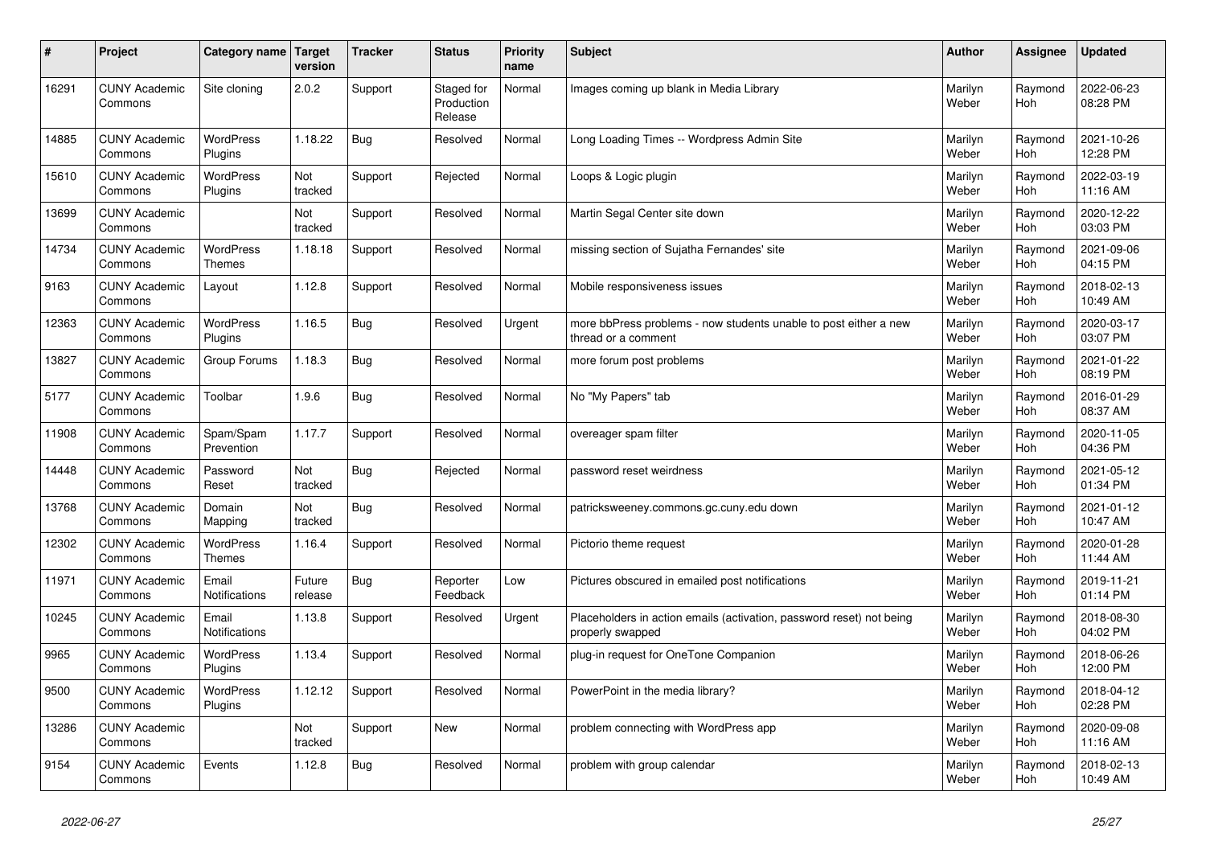| # | Project | Category name | Target version | Tracker | Status | Priority name | Subject | Author | Assignee | Updated |
|---|---|---|---|---|---|---|---|---|---|---|
| 16291 | CUNY Academic Commons | Site cloning | 2.0.2 | Support | Staged for Production Release | Normal | Images coming up blank in Media Library | Marilyn Weber | Raymond Hoh | 2022-06-23 08:28 PM |
| 14885 | CUNY Academic Commons | WordPress Plugins | 1.18.22 | Bug | Resolved | Normal | Long Loading Times -- Wordpress Admin Site | Marilyn Weber | Raymond Hoh | 2021-10-26 12:28 PM |
| 15610 | CUNY Academic Commons | WordPress Plugins | Not tracked | Support | Rejected | Normal | Loops & Logic plugin | Marilyn Weber | Raymond Hoh | 2022-03-19 11:16 AM |
| 13699 | CUNY Academic Commons | | Not tracked | Support | Resolved | Normal | Martin Segal Center site down | Marilyn Weber | Raymond Hoh | 2020-12-22 03:03 PM |
| 14734 | CUNY Academic Commons | WordPress Themes | 1.18.18 | Support | Resolved | Normal | missing section of Sujatha Fernandes' site | Marilyn Weber | Raymond Hoh | 2021-09-06 04:15 PM |
| 9163 | CUNY Academic Commons | Layout | 1.12.8 | Support | Resolved | Normal | Mobile responsiveness issues | Marilyn Weber | Raymond Hoh | 2018-02-13 10:49 AM |
| 12363 | CUNY Academic Commons | WordPress Plugins | 1.16.5 | Bug | Resolved | Urgent | more bbPress problems - now students unable to post either a new thread or a comment | Marilyn Weber | Raymond Hoh | 2020-03-17 03:07 PM |
| 13827 | CUNY Academic Commons | Group Forums | 1.18.3 | Bug | Resolved | Normal | more forum post problems | Marilyn Weber | Raymond Hoh | 2021-01-22 08:19 PM |
| 5177 | CUNY Academic Commons | Toolbar | 1.9.6 | Bug | Resolved | Normal | No "My Papers" tab | Marilyn Weber | Raymond Hoh | 2016-01-29 08:37 AM |
| 11908 | CUNY Academic Commons | Spam/Spam Prevention | 1.17.7 | Support | Resolved | Normal | overeager spam filter | Marilyn Weber | Raymond Hoh | 2020-11-05 04:36 PM |
| 14448 | CUNY Academic Commons | Password Reset | Not tracked | Bug | Rejected | Normal | password reset weirdness | Marilyn Weber | Raymond Hoh | 2021-05-12 01:34 PM |
| 13768 | CUNY Academic Commons | Domain Mapping | Not tracked | Bug | Resolved | Normal | patricksweeney.commons.gc.cuny.edu down | Marilyn Weber | Raymond Hoh | 2021-01-12 10:47 AM |
| 12302 | CUNY Academic Commons | WordPress Themes | 1.16.4 | Support | Resolved | Normal | Pictorio theme request | Marilyn Weber | Raymond Hoh | 2020-01-28 11:44 AM |
| 11971 | CUNY Academic Commons | Email Notifications | Future release | Bug | Reporter Feedback | Low | Pictures obscured in emailed post notifications | Marilyn Weber | Raymond Hoh | 2019-11-21 01:14 PM |
| 10245 | CUNY Academic Commons | Email Notifications | 1.13.8 | Support | Resolved | Urgent | Placeholders in action emails (activation, password reset) not being properly swapped | Marilyn Weber | Raymond Hoh | 2018-08-30 04:02 PM |
| 9965 | CUNY Academic Commons | WordPress Plugins | 1.13.4 | Support | Resolved | Normal | plug-in request for OneTone Companion | Marilyn Weber | Raymond Hoh | 2018-06-26 12:00 PM |
| 9500 | CUNY Academic Commons | WordPress Plugins | 1.12.12 | Support | Resolved | Normal | PowerPoint in the media library? | Marilyn Weber | Raymond Hoh | 2018-04-12 02:28 PM |
| 13286 | CUNY Academic Commons | | Not tracked | Support | New | Normal | problem connecting with WordPress app | Marilyn Weber | Raymond Hoh | 2020-09-08 11:16 AM |
| 9154 | CUNY Academic Commons | Events | 1.12.8 | Bug | Resolved | Normal | problem with group calendar | Marilyn Weber | Raymond Hoh | 2018-02-13 10:49 AM |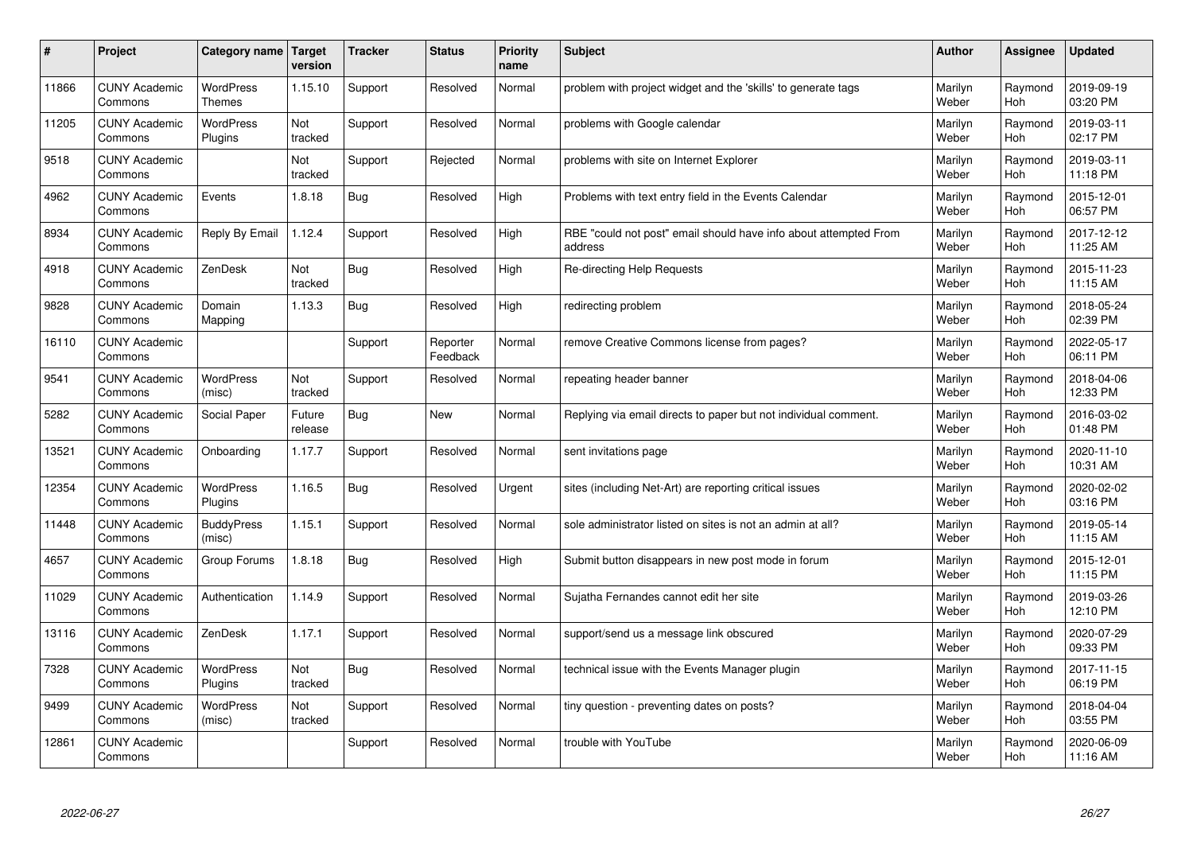| # | Project | Category name | Target version | Tracker | Status | Priority name | Subject | Author | Assignee | Updated |
|---|---|---|---|---|---|---|---|---|---|---|
| 11866 | CUNY Academic Commons | WordPress Themes | 1.15.10 | Support | Resolved | Normal | problem with project widget and the 'skills' to generate tags | Marilyn Weber | Raymond Hoh | 2019-09-19 03:20 PM |
| 11205 | CUNY Academic Commons | WordPress Plugins | Not tracked | Support | Resolved | Normal | problems with Google calendar | Marilyn Weber | Raymond Hoh | 2019-03-11 02:17 PM |
| 9518 | CUNY Academic Commons | | Not tracked | Support | Rejected | Normal | problems with site on Internet Explorer | Marilyn Weber | Raymond Hoh | 2019-03-11 11:18 PM |
| 4962 | CUNY Academic Commons | Events | 1.8.18 | Bug | Resolved | High | Problems with text entry field in the Events Calendar | Marilyn Weber | Raymond Hoh | 2015-12-01 06:57 PM |
| 8934 | CUNY Academic Commons | Reply By Email | 1.12.4 | Support | Resolved | High | RBE "could not post" email should have info about attempted From address | Marilyn Weber | Raymond Hoh | 2017-12-12 11:25 AM |
| 4918 | CUNY Academic Commons | ZenDesk | Not tracked | Bug | Resolved | High | Re-directing Help Requests | Marilyn Weber | Raymond Hoh | 2015-11-23 11:15 AM |
| 9828 | CUNY Academic Commons | Domain Mapping | 1.13.3 | Bug | Resolved | High | redirecting problem | Marilyn Weber | Raymond Hoh | 2018-05-24 02:39 PM |
| 16110 | CUNY Academic Commons | | | Support | Reporter Feedback | Normal | remove Creative Commons license from pages? | Marilyn Weber | Raymond Hoh | 2022-05-17 06:11 PM |
| 9541 | CUNY Academic Commons | WordPress (misc) | Not tracked | Support | Resolved | Normal | repeating header banner | Marilyn Weber | Raymond Hoh | 2018-04-06 12:33 PM |
| 5282 | CUNY Academic Commons | Social Paper | Future release | Bug | New | Normal | Replying via email directs to paper but not individual comment. | Marilyn Weber | Raymond Hoh | 2016-03-02 01:48 PM |
| 13521 | CUNY Academic Commons | Onboarding | 1.17.7 | Support | Resolved | Normal | sent invitations page | Marilyn Weber | Raymond Hoh | 2020-11-10 10:31 AM |
| 12354 | CUNY Academic Commons | WordPress Plugins | 1.16.5 | Bug | Resolved | Urgent | sites (including Net-Art) are reporting critical issues | Marilyn Weber | Raymond Hoh | 2020-02-02 03:16 PM |
| 11448 | CUNY Academic Commons | BuddyPress (misc) | 1.15.1 | Support | Resolved | Normal | sole administrator listed on sites is not an admin at all? | Marilyn Weber | Raymond Hoh | 2019-05-14 11:15 AM |
| 4657 | CUNY Academic Commons | Group Forums | 1.8.18 | Bug | Resolved | High | Submit button disappears in new post mode in forum | Marilyn Weber | Raymond Hoh | 2015-12-01 11:15 PM |
| 11029 | CUNY Academic Commons | Authentication | 1.14.9 | Support | Resolved | Normal | Sujatha Fernandes cannot edit her site | Marilyn Weber | Raymond Hoh | 2019-03-26 12:10 PM |
| 13116 | CUNY Academic Commons | ZenDesk | 1.17.1 | Support | Resolved | Normal | support/send us a message link obscured | Marilyn Weber | Raymond Hoh | 2020-07-29 09:33 PM |
| 7328 | CUNY Academic Commons | WordPress Plugins | Not tracked | Bug | Resolved | Normal | technical issue with the Events Manager plugin | Marilyn Weber | Raymond Hoh | 2017-11-15 06:19 PM |
| 9499 | CUNY Academic Commons | WordPress (misc) | Not tracked | Support | Resolved | Normal | tiny question - preventing dates on posts? | Marilyn Weber | Raymond Hoh | 2018-04-04 03:55 PM |
| 12861 | CUNY Academic Commons | | | Support | Resolved | Normal | trouble with YouTube | Marilyn Weber | Raymond Hoh | 2020-06-09 11:16 AM |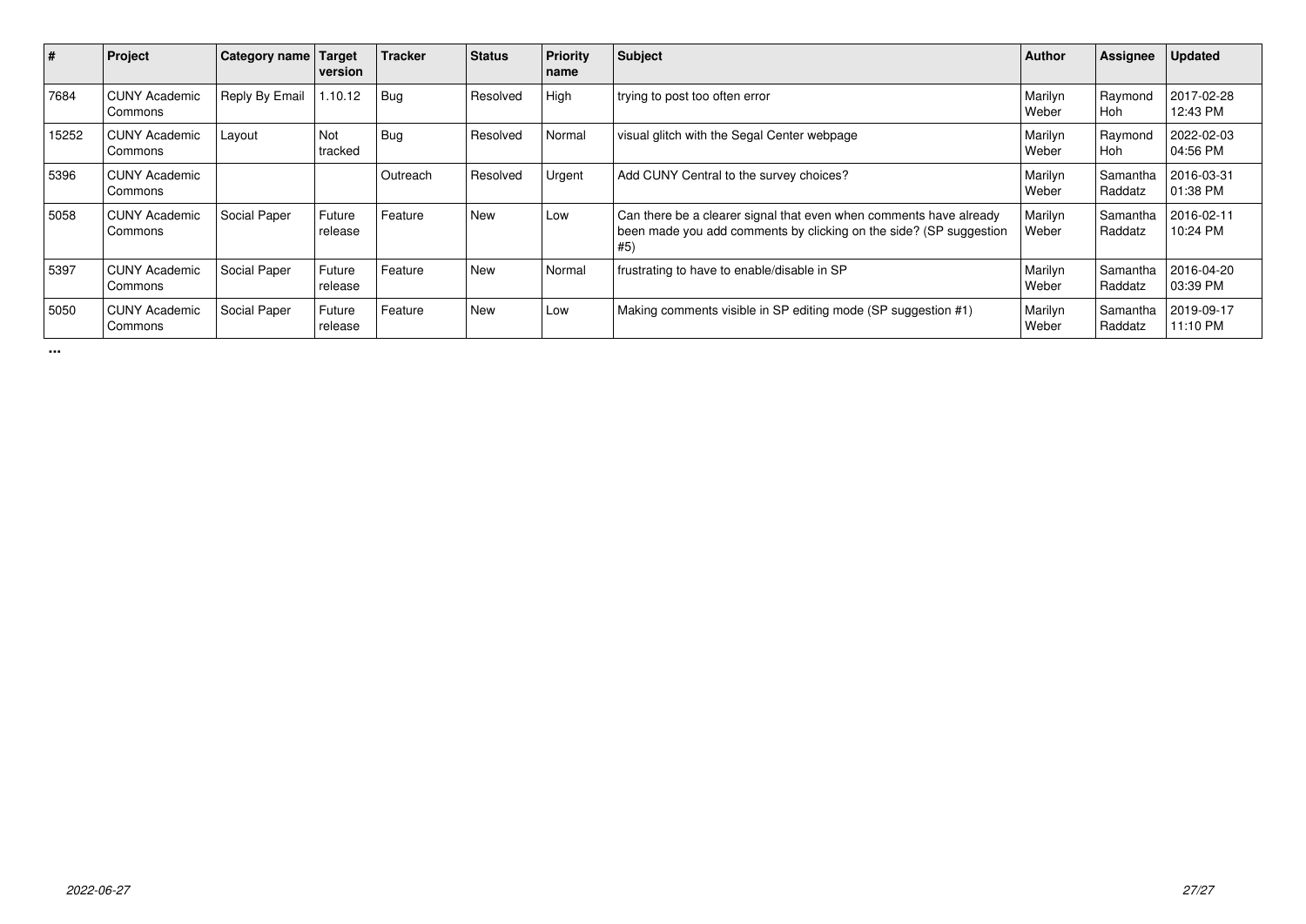| # | Project | Category name | Target version | Tracker | Status | Priority name | Subject | Author | Assignee | Updated |
|---|---|---|---|---|---|---|---|---|---|---|
| 7684 | CUNY Academic Commons | Reply By Email | 1.10.12 | Bug | Resolved | High | trying to post too often error | Marilyn Weber | Raymond Hoh | 2017-02-28 12:43 PM |
| 15252 | CUNY Academic Commons | Layout | Not tracked | Bug | Resolved | Normal | visual glitch with the Segal Center webpage | Marilyn Weber | Raymond Hoh | 2022-02-03 04:56 PM |
| 5396 | CUNY Academic Commons | | | Outreach | Resolved | Urgent | Add CUNY Central to the survey choices? | Marilyn Weber | Samantha Raddatz | 2016-03-31 01:38 PM |
| 5058 | CUNY Academic Commons | Social Paper | Future release | Feature | New | Low | Can there be a clearer signal that even when comments have already been made you add comments by clicking on the side? (SP suggestion #5) | Marilyn Weber | Samantha Raddatz | 2016-02-11 10:24 PM |
| 5397 | CUNY Academic Commons | Social Paper | Future release | Feature | New | Normal | frustrating to have to enable/disable in SP | Marilyn Weber | Samantha Raddatz | 2016-04-20 03:39 PM |
| 5050 | CUNY Academic Commons | Social Paper | Future release | Feature | New | Low | Making comments visible in SP editing mode (SP suggestion #1) | Marilyn Weber | Samantha Raddatz | 2019-09-17 11:10 PM |

...